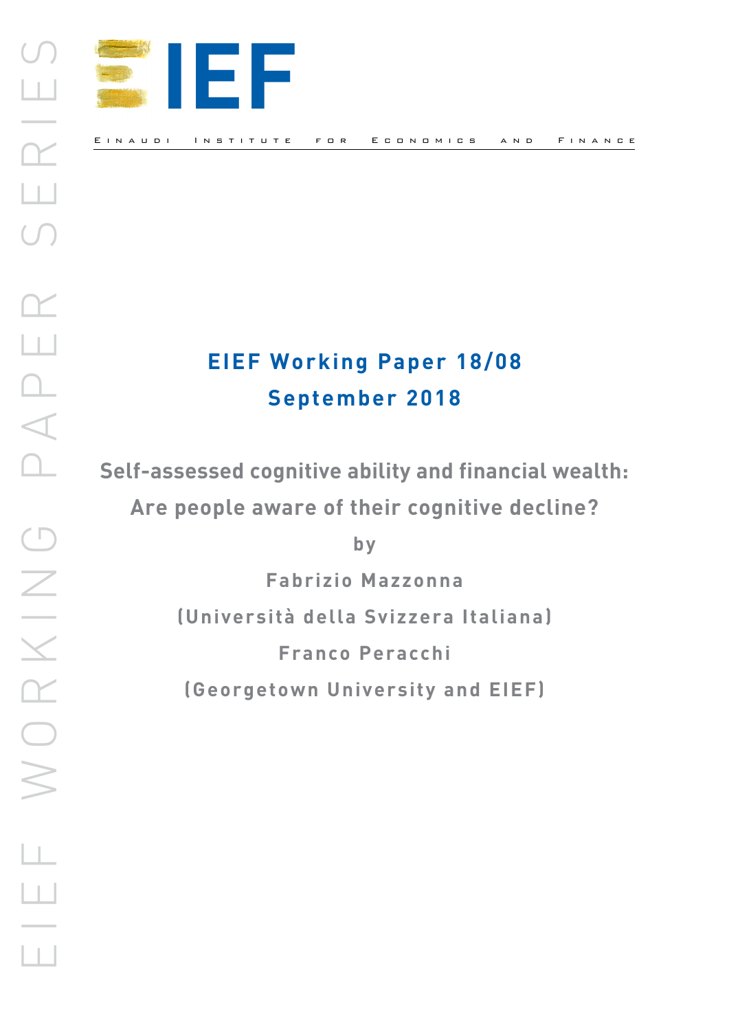EIEF

EINAUDI INSTITUTE FOR ECONOMICS AND FINANCE

**EIEF Working Paper 18/08**
**September 2018**

# Self-assessed cognitive ability and financial wealth: Are people aware of their cognitive decline?

by

Fabrizio Mazzonna
(Università della Svizzera Italiana)

Franco Peracchi
(Georgetown University and EIEF)

EIEF WORKING PAPER SERIES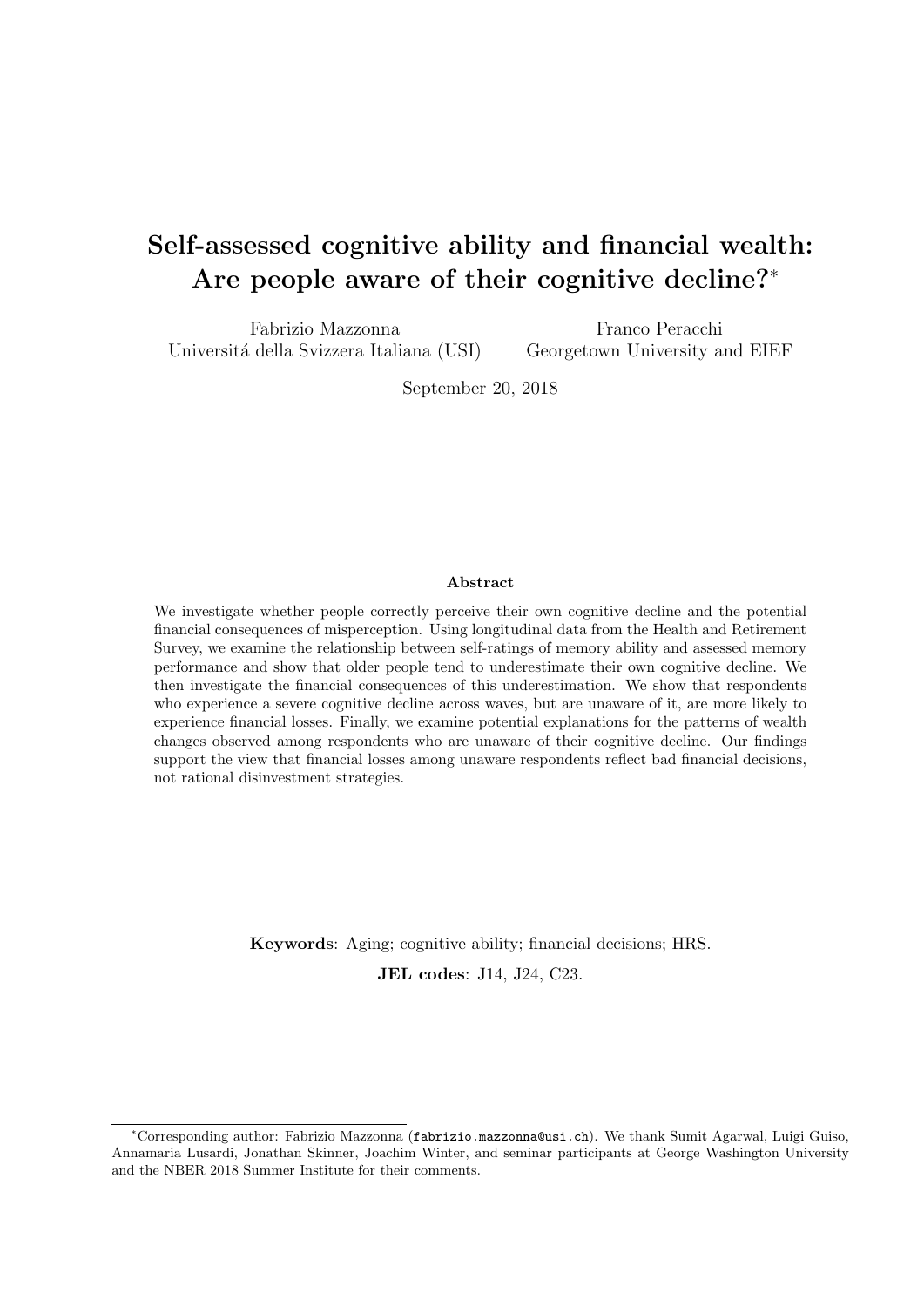# Self-assessed cognitive ability and financial wealth: Are people aware of their cognitive decline?*

Fabrizio Mazzonna
Universitá della Svizzera Italiana (USI)

Franco Peracchi
Georgetown University and EIEF

September 20, 2018

### Abstract

We investigate whether people correctly perceive their own cognitive decline and the potential financial consequences of misperception. Using longitudinal data from the Health and Retirement Survey, we examine the relationship between self-ratings of memory ability and assessed memory performance and show that older people tend to underestimate their own cognitive decline. We then investigate the financial consequences of this underestimation. We show that respondents who experience a severe cognitive decline across waves, but are unaware of it, are more likely to experience financial losses. Finally, we examine potential explanations for the patterns of wealth changes observed among respondents who are unaware of their cognitive decline. Our findings support the view that financial losses among unaware respondents reflect bad financial decisions, not rational disinvestment strategies.

**Keywords**: Aging; cognitive ability; financial decisions; HRS.

**JEL codes**: J14, J24, C23.

---

*Corresponding author: Fabrizio Mazzonna (fabrizio.mazzonna@usi.ch). We thank Sumit Agarwal, Luigi Guiso, Annamaria Lusardi, Jonathan Skinner, Joachim Winter, and seminar participants at George Washington University and the NBER 2018 Summer Institute for their comments.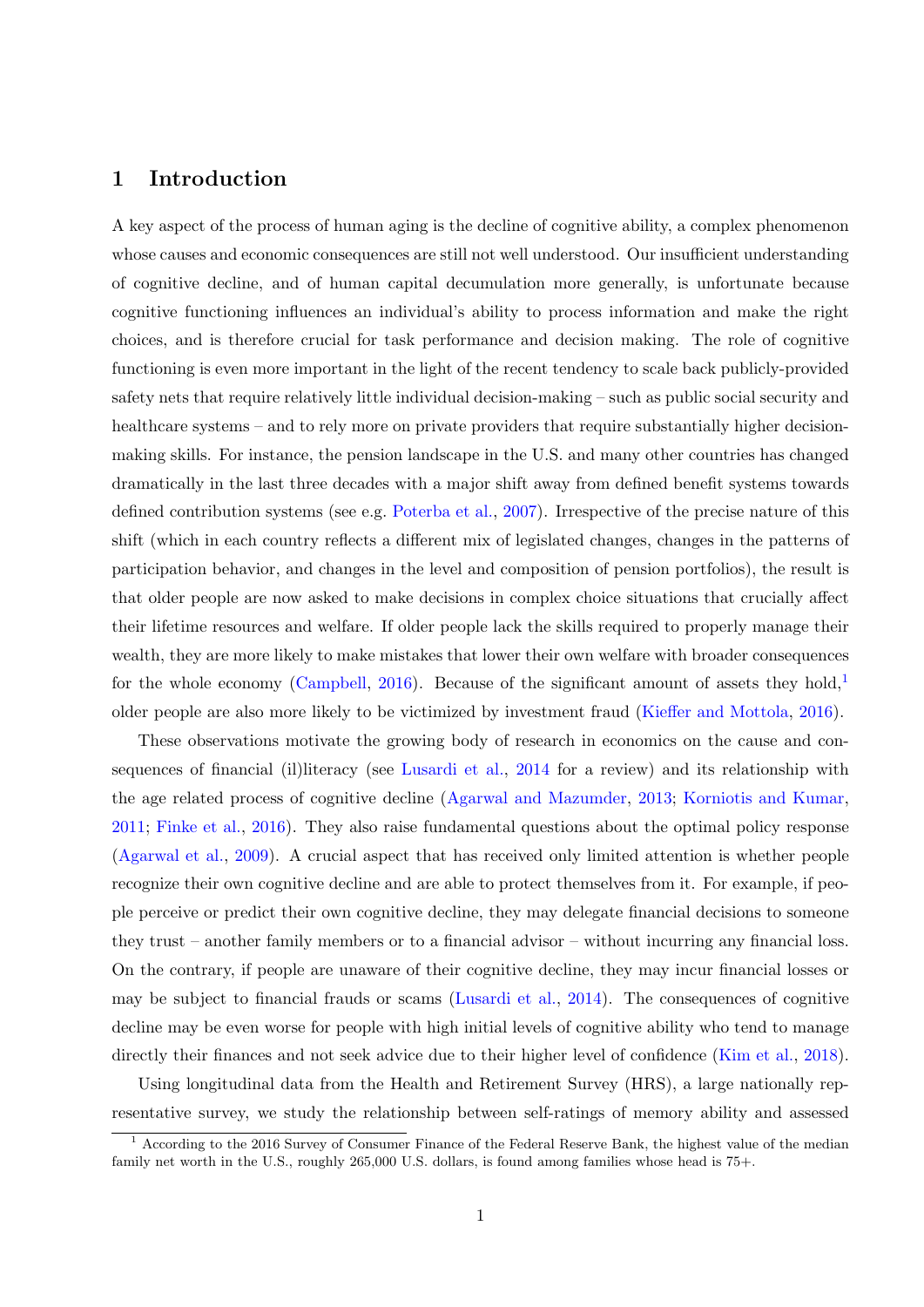## 1 Introduction

A key aspect of the process of human aging is the decline of cognitive ability, a complex phenomenon whose causes and economic consequences are still not well understood. Our insufficient understanding of cognitive decline, and of human capital decumulation more generally, is unfortunate because cognitive functioning influences an individual's ability to process information and make the right choices, and is therefore crucial for task performance and decision making. The role of cognitive functioning is even more important in the light of the recent tendency to scale back publicly-provided safety nets that require relatively little individual decision-making – such as public social security and healthcare systems – and to rely more on private providers that require substantially higher decision-making skills. For instance, the pension landscape in the U.S. and many other countries has changed dramatically in the last three decades with a major shift away from defined benefit systems towards defined contribution systems (see e.g. Poterba et al., 2007). Irrespective of the precise nature of this shift (which in each country reflects a different mix of legislated changes, changes in the patterns of participation behavior, and changes in the level and composition of pension portfolios), the result is that older people are now asked to make decisions in complex choice situations that crucially affect their lifetime resources and welfare. If older people lack the skills required to properly manage their wealth, they are more likely to make mistakes that lower their own welfare with broader consequences for the whole economy (Campbell, 2016). Because of the significant amount of assets they hold,[1] older people are also more likely to be victimized by investment fraud (Kieffer and Mottola, 2016).

These observations motivate the growing body of research in economics on the cause and consequences of financial (il)literacy (see Lusardi et al., 2014 for a review) and its relationship with the age related process of cognitive decline (Agarwal and Mazumder, 2013; Korniotis and Kumar, 2011; Finke et al., 2016). They also raise fundamental questions about the optimal policy response (Agarwal et al., 2009). A crucial aspect that has received only limited attention is whether people recognize their own cognitive decline and are able to protect themselves from it. For example, if people perceive or predict their own cognitive decline, they may delegate financial decisions to someone they trust – another family members or to a financial advisor – without incurring any financial loss. On the contrary, if people are unaware of their cognitive decline, they may incur financial losses or may be subject to financial frauds or scams (Lusardi et al., 2014). The consequences of cognitive decline may be even worse for people with high initial levels of cognitive ability who tend to manage directly their finances and not seek advice due to their higher level of confidence (Kim et al., 2018).

Using longitudinal data from the Health and Retirement Survey (HRS), a large nationally representative survey, we study the relationship between self-ratings of memory ability and assessed

[1] According to the 2016 Survey of Consumer Finance of the Federal Reserve Bank, the highest value of the median family net worth in the U.S., roughly 265,000 U.S. dollars, is found among families whose head is 75+.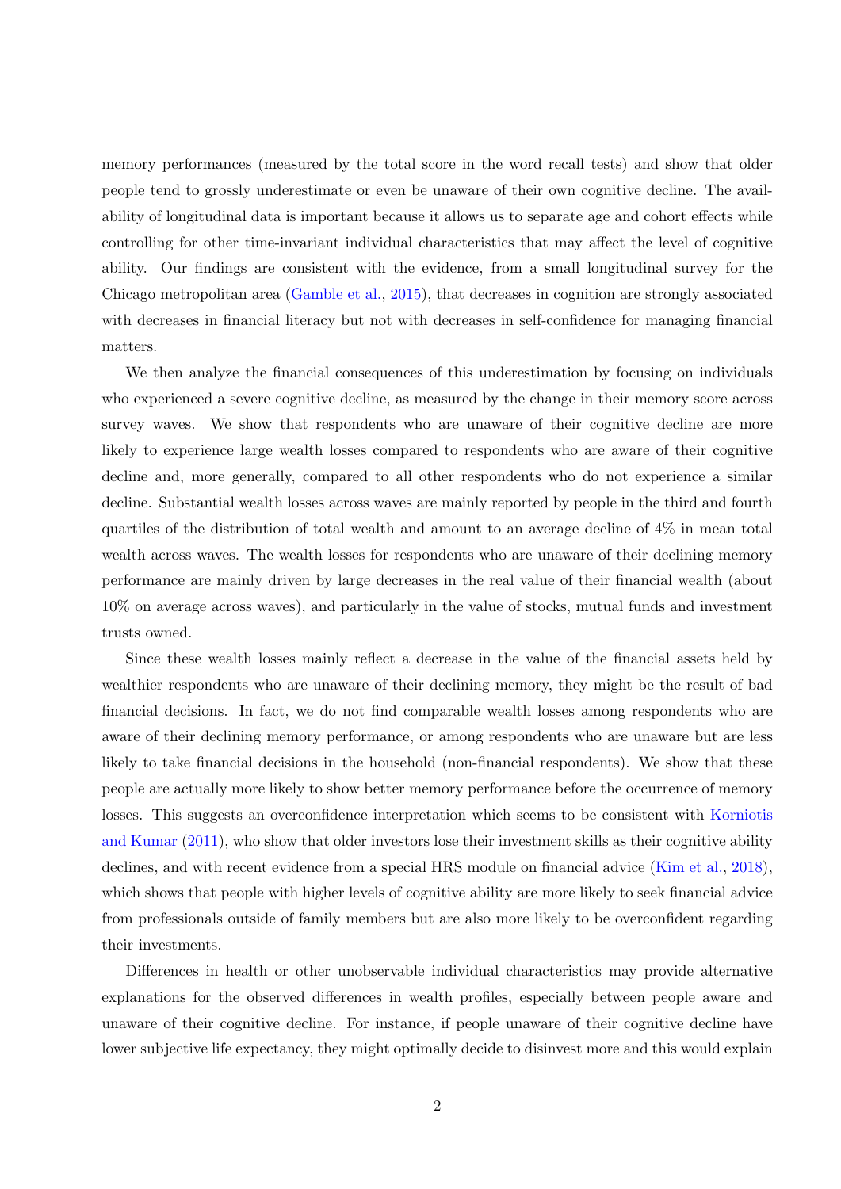memory performances (measured by the total score in the word recall tests) and show that older people tend to grossly underestimate or even be unaware of their own cognitive decline. The availability of longitudinal data is important because it allows us to separate age and cohort effects while controlling for other time-invariant individual characteristics that may affect the level of cognitive ability. Our findings are consistent with the evidence, from a small longitudinal survey for the Chicago metropolitan area (Gamble et al., 2015), that decreases in cognition are strongly associated with decreases in financial literacy but not with decreases in self-confidence for managing financial matters.

We then analyze the financial consequences of this underestimation by focusing on individuals who experienced a severe cognitive decline, as measured by the change in their memory score across survey waves. We show that respondents who are unaware of their cognitive decline are more likely to experience large wealth losses compared to respondents who are aware of their cognitive decline and, more generally, compared to all other respondents who do not experience a similar decline. Substantial wealth losses across waves are mainly reported by people in the third and fourth quartiles of the distribution of total wealth and amount to an average decline of 4% in mean total wealth across waves. The wealth losses for respondents who are unaware of their declining memory performance are mainly driven by large decreases in the real value of their financial wealth (about 10% on average across waves), and particularly in the value of stocks, mutual funds and investment trusts owned.

Since these wealth losses mainly reflect a decrease in the value of the financial assets held by wealthier respondents who are unaware of their declining memory, they might be the result of bad financial decisions. In fact, we do not find comparable wealth losses among respondents who are aware of their declining memory performance, or among respondents who are unaware but are less likely to take financial decisions in the household (non-financial respondents). We show that these people are actually more likely to show better memory performance before the occurrence of memory losses. This suggests an overconfidence interpretation which seems to be consistent with Korniotis and Kumar (2011), who show that older investors lose their investment skills as their cognitive ability declines, and with recent evidence from a special HRS module on financial advice (Kim et al., 2018), which shows that people with higher levels of cognitive ability are more likely to seek financial advice from professionals outside of family members but are also more likely to be overconfident regarding their investments.

Differences in health or other unobservable individual characteristics may provide alternative explanations for the observed differences in wealth profiles, especially between people aware and unaware of their cognitive decline. For instance, if people unaware of their cognitive decline have lower subjective life expectancy, they might optimally decide to disinvest more and this would explain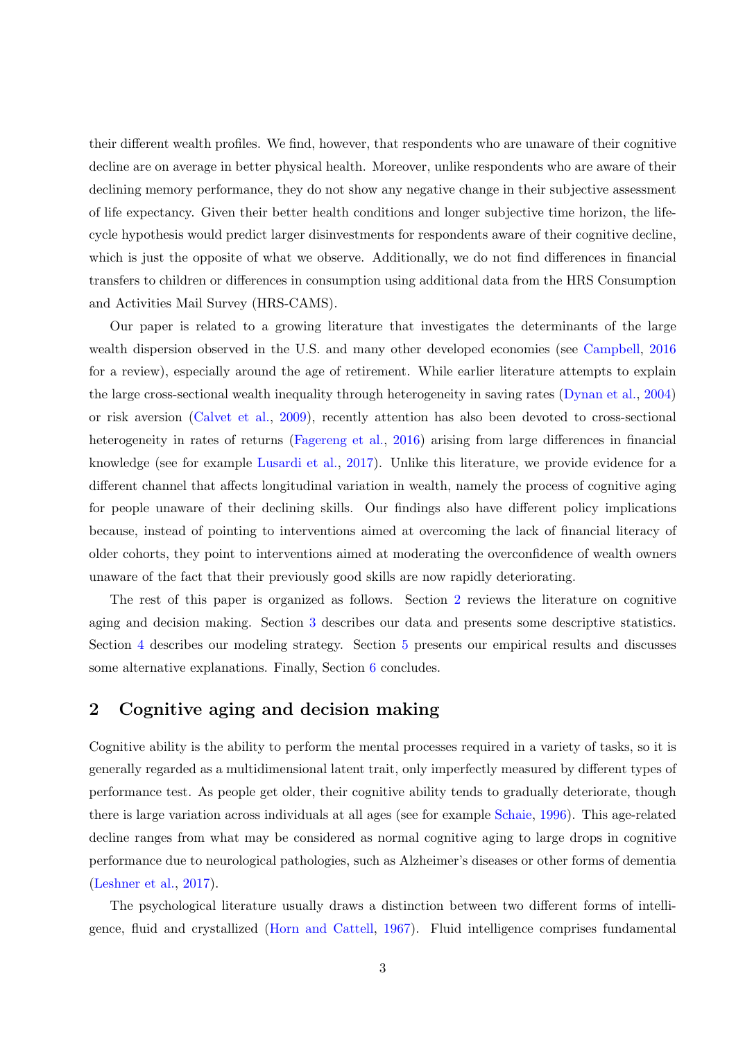their different wealth profiles. We find, however, that respondents who are unaware of their cognitive decline are on average in better physical health. Moreover, unlike respondents who are aware of their declining memory performance, they do not show any negative change in their subjective assessment of life expectancy. Given their better health conditions and longer subjective time horizon, the life-cycle hypothesis would predict larger disinvestments for respondents aware of their cognitive decline, which is just the opposite of what we observe. Additionally, we do not find differences in financial transfers to children or differences in consumption using additional data from the HRS Consumption and Activities Mail Survey (HRS-CAMS).

Our paper is related to a growing literature that investigates the determinants of the large wealth dispersion observed in the U.S. and many other developed economies (see Campbell, 2016 for a review), especially around the age of retirement. While earlier literature attempts to explain the large cross-sectional wealth inequality through heterogeneity in saving rates (Dynan et al., 2004) or risk aversion (Calvet et al., 2009), recently attention has also been devoted to cross-sectional heterogeneity in rates of returns (Fagereng et al., 2016) arising from large differences in financial knowledge (see for example Lusardi et al., 2017). Unlike this literature, we provide evidence for a different channel that affects longitudinal variation in wealth, namely the process of cognitive aging for people unaware of their declining skills. Our findings also have different policy implications because, instead of pointing to interventions aimed at overcoming the lack of financial literacy of older cohorts, they point to interventions aimed at moderating the overconfidence of wealth owners unaware of the fact that their previously good skills are now rapidly deteriorating.

The rest of this paper is organized as follows. Section 2 reviews the literature on cognitive aging and decision making. Section 3 describes our data and presents some descriptive statistics. Section 4 describes our modeling strategy. Section 5 presents our empirical results and discusses some alternative explanations. Finally, Section 6 concludes.

## 2 Cognitive aging and decision making

Cognitive ability is the ability to perform the mental processes required in a variety of tasks, so it is generally regarded as a multidimensional latent trait, only imperfectly measured by different types of performance test. As people get older, their cognitive ability tends to gradually deteriorate, though there is large variation across individuals at all ages (see for example Schaie, 1996). This age-related decline ranges from what may be considered as normal cognitive aging to large drops in cognitive performance due to neurological pathologies, such as Alzheimer's diseases or other forms of dementia (Leshner et al., 2017).

The psychological literature usually draws a distinction between two different forms of intelligence, fluid and crystallized (Horn and Cattell, 1967). Fluid intelligence comprises fundamental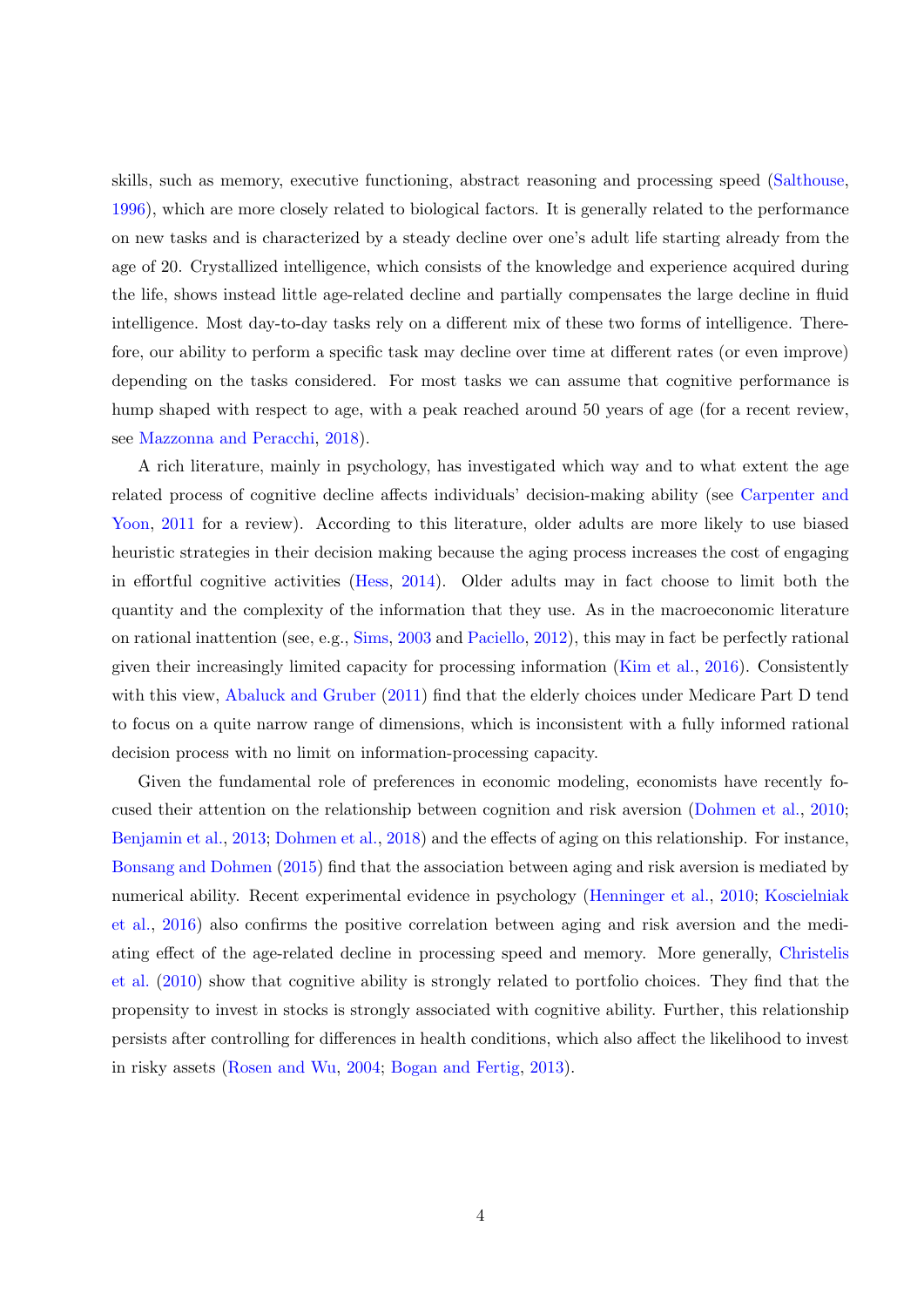skills, such as memory, executive functioning, abstract reasoning and processing speed (Salthouse, 1996), which are more closely related to biological factors. It is generally related to the performance on new tasks and is characterized by a steady decline over one's adult life starting already from the age of 20. Crystallized intelligence, which consists of the knowledge and experience acquired during the life, shows instead little age-related decline and partially compensates the large decline in fluid intelligence. Most day-to-day tasks rely on a different mix of these two forms of intelligence. Therefore, our ability to perform a specific task may decline over time at different rates (or even improve) depending on the tasks considered. For most tasks we can assume that cognitive performance is hump shaped with respect to age, with a peak reached around 50 years of age (for a recent review, see Mazzonna and Peracchi, 2018).

A rich literature, mainly in psychology, has investigated which way and to what extent the age related process of cognitive decline affects individuals' decision-making ability (see Carpenter and Yoon, 2011 for a review). According to this literature, older adults are more likely to use biased heuristic strategies in their decision making because the aging process increases the cost of engaging in effortful cognitive activities (Hess, 2014). Older adults may in fact choose to limit both the quantity and the complexity of the information that they use. As in the macroeconomic literature on rational inattention (see, e.g., Sims, 2003 and Paciello, 2012), this may in fact be perfectly rational given their increasingly limited capacity for processing information (Kim et al., 2016). Consistently with this view, Abaluck and Gruber (2011) find that the elderly choices under Medicare Part D tend to focus on a quite narrow range of dimensions, which is inconsistent with a fully informed rational decision process with no limit on information-processing capacity.

Given the fundamental role of preferences in economic modeling, economists have recently focused their attention on the relationship between cognition and risk aversion (Dohmen et al., 2010; Benjamin et al., 2013; Dohmen et al., 2018) and the effects of aging on this relationship. For instance, Bonsang and Dohmen (2015) find that the association between aging and risk aversion is mediated by numerical ability. Recent experimental evidence in psychology (Henninger et al., 2010; Koscielniak et al., 2016) also confirms the positive correlation between aging and risk aversion and the mediating effect of the age-related decline in processing speed and memory. More generally, Christelis et al. (2010) show that cognitive ability is strongly related to portfolio choices. They find that the propensity to invest in stocks is strongly associated with cognitive ability. Further, this relationship persists after controlling for differences in health conditions, which also affect the likelihood to invest in risky assets (Rosen and Wu, 2004; Bogan and Fertig, 2013).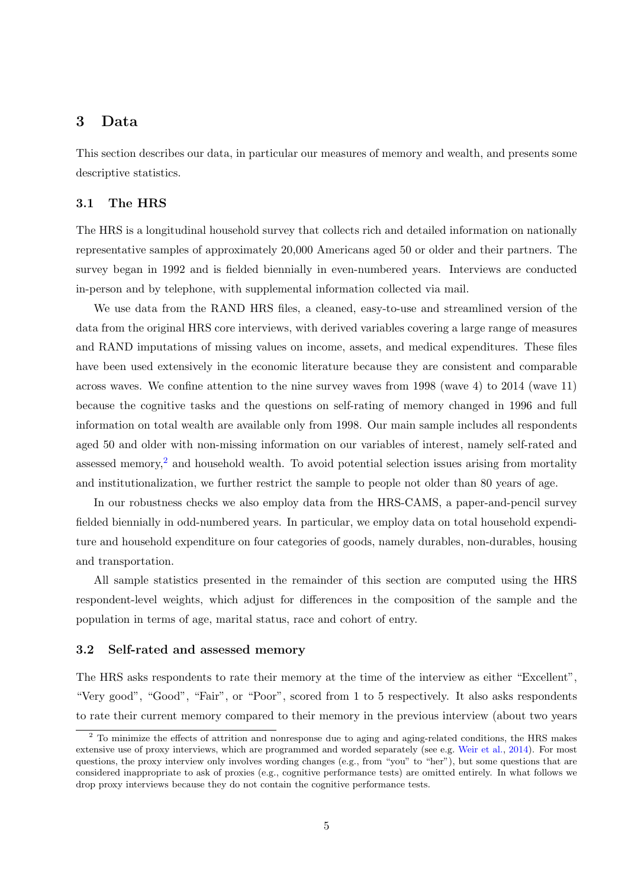## 3 Data

This section describes our data, in particular our measures of memory and wealth, and presents some descriptive statistics.

### 3.1 The HRS

The HRS is a longitudinal household survey that collects rich and detailed information on nationally representative samples of approximately 20,000 Americans aged 50 or older and their partners. The survey began in 1992 and is fielded biennially in even-numbered years. Interviews are conducted in-person and by telephone, with supplemental information collected via mail.

We use data from the RAND HRS files, a cleaned, easy-to-use and streamlined version of the data from the original HRS core interviews, with derived variables covering a large range of measures and RAND imputations of missing values on income, assets, and medical expenditures. These files have been used extensively in the economic literature because they are consistent and comparable across waves. We confine attention to the nine survey waves from 1998 (wave 4) to 2014 (wave 11) because the cognitive tasks and the questions on self-rating of memory changed in 1996 and full information on total wealth are available only from 1998. Our main sample includes all respondents aged 50 and older with non-missing information on our variables of interest, namely self-rated and assessed memory,[2] and household wealth. To avoid potential selection issues arising from mortality and institutionalization, we further restrict the sample to people not older than 80 years of age.

In our robustness checks we also employ data from the HRS-CAMS, a paper-and-pencil survey fielded biennially in odd-numbered years. In particular, we employ data on total household expenditure and household expenditure on four categories of goods, namely durables, non-durables, housing and transportation.

All sample statistics presented in the remainder of this section are computed using the HRS respondent-level weights, which adjust for differences in the composition of the sample and the population in terms of age, marital status, race and cohort of entry.

### 3.2 Self-rated and assessed memory

The HRS asks respondents to rate their memory at the time of the interview as either "Excellent", "Very good", "Good", "Fair", or "Poor", scored from 1 to 5 respectively. It also asks respondents to rate their current memory compared to their memory in the previous interview (about two years

[2] To minimize the effects of attrition and nonresponse due to aging and aging-related conditions, the HRS makes extensive use of proxy interviews, which are programmed and worded separately (see e.g. Weir et al., 2014). For most questions, the proxy interview only involves wording changes (e.g., from "you" to "her"), but some questions that are considered inappropriate to ask of proxies (e.g., cognitive performance tests) are omitted entirely. In what follows we drop proxy interviews because they do not contain the cognitive performance tests.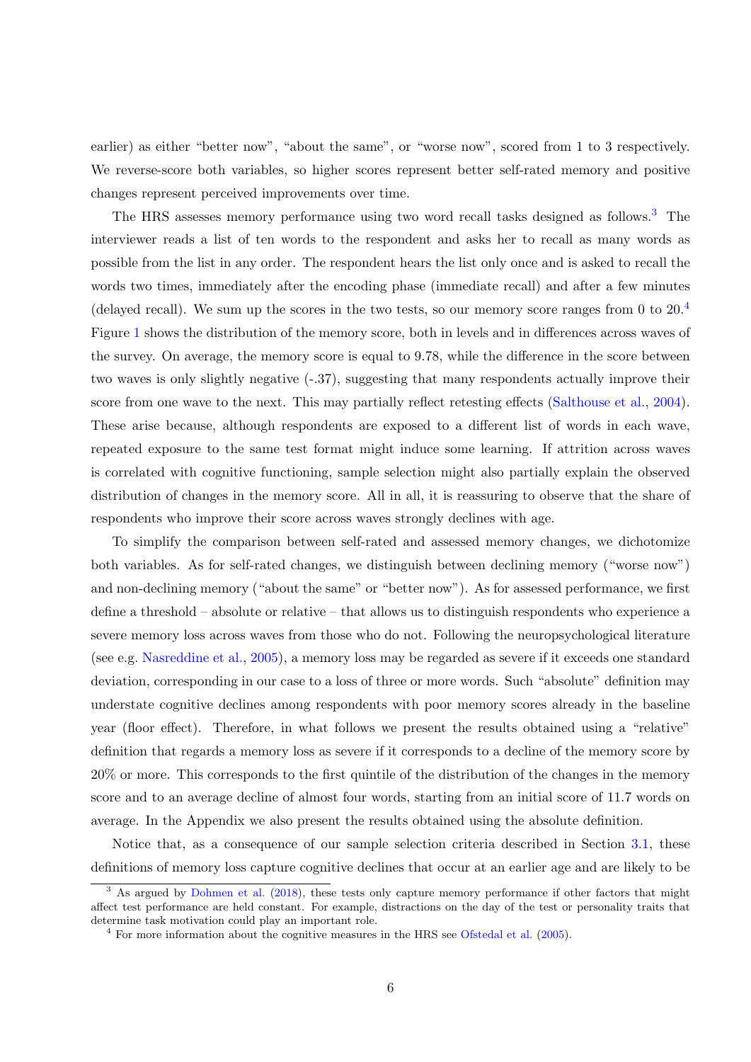earlier) as either "better now", "about the same", or "worse now", scored from 1 to 3 respectively. We reverse-score both variables, so higher scores represent better self-rated memory and positive changes represent perceived improvements over time.

The HRS assesses memory performance using two word recall tasks designed as follows.[3] The interviewer reads a list of ten words to the respondent and asks her to recall as many words as possible from the list in any order. The respondent hears the list only once and is asked to recall the words two times, immediately after the encoding phase (immediate recall) and after a few minutes (delayed recall). We sum up the scores in the two tests, so our memory score ranges from 0 to 20.[4] Figure 1 shows the distribution of the memory score, both in levels and in differences across waves of the survey. On average, the memory score is equal to 9.78, while the difference in the score between two waves is only slightly negative (-.37), suggesting that many respondents actually improve their score from one wave to the next. This may partially reflect retesting effects (Salthouse et al., 2004). These arise because, although respondents are exposed to a different list of words in each wave, repeated exposure to the same test format might induce some learning. If attrition across waves is correlated with cognitive functioning, sample selection might also partially explain the observed distribution of changes in the memory score. All in all, it is reassuring to observe that the share of respondents who improve their score across waves strongly declines with age.

To simplify the comparison between self-rated and assessed memory changes, we dichotomize both variables. As for self-rated changes, we distinguish between declining memory ("worse now") and non-declining memory ("about the same" or "better now"). As for assessed performance, we first define a threshold – absolute or relative – that allows us to distinguish respondents who experience a severe memory loss across waves from those who do not. Following the neuropsychological literature (see e.g. Nasreddine et al., 2005), a memory loss may be regarded as severe if it exceeds one standard deviation, corresponding in our case to a loss of three or more words. Such "absolute" definition may understate cognitive declines among respondents with poor memory scores already in the baseline year (floor effect). Therefore, in what follows we present the results obtained using a "relative" definition that regards a memory loss as severe if it corresponds to a decline of the memory score by 20% or more. This corresponds to the first quintile of the distribution of the changes in the memory score and to an average decline of almost four words, starting from an initial score of 11.7 words on average. In the Appendix we also present the results obtained using the absolute definition.

Notice that, as a consequence of our sample selection criteria described in Section 3.1, these definitions of memory loss capture cognitive declines that occur at an earlier age and are likely to be

[3] As argued by Dohmen et al. (2018), these tests only capture memory performance if other factors that might affect test performance are held constant. For example, distractions on the day of the test or personality traits that determine task motivation could play an important role.

[4] For more information about the cognitive measures in the HRS see Ofstedal et al. (2005).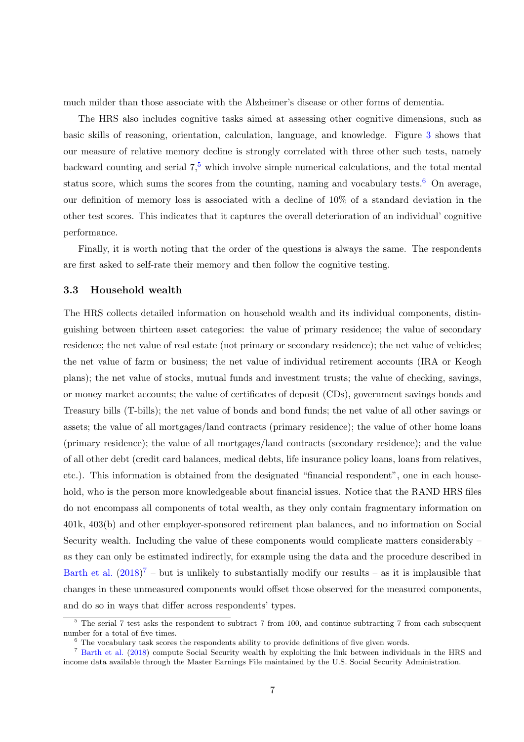much milder than those associate with the Alzheimer's disease or other forms of dementia.

The HRS also includes cognitive tasks aimed at assessing other cognitive dimensions, such as basic skills of reasoning, orientation, calculation, language, and knowledge. Figure 3 shows that our measure of relative memory decline is strongly correlated with three other such tests, namely backward counting and serial 7,[5] which involve simple numerical calculations, and the total mental status score, which sums the scores from the counting, naming and vocabulary tests.[6] On average, our definition of memory loss is associated with a decline of 10% of a standard deviation in the other test scores. This indicates that it captures the overall deterioration of an individual' cognitive performance.

Finally, it is worth noting that the order of the questions is always the same. The respondents are first asked to self-rate their memory and then follow the cognitive testing.

### 3.3 Household wealth

The HRS collects detailed information on household wealth and its individual components, distinguishing between thirteen asset categories: the value of primary residence; the value of secondary residence; the net value of real estate (not primary or secondary residence); the net value of vehicles; the net value of farm or business; the net value of individual retirement accounts (IRA or Keogh plans); the net value of stocks, mutual funds and investment trusts; the value of checking, savings, or money market accounts; the value of certificates of deposit (CDs), government savings bonds and Treasury bills (T-bills); the net value of bonds and bond funds; the net value of all other savings or assets; the value of all mortgages/land contracts (primary residence); the value of other home loans (primary residence); the value of all mortgages/land contracts (secondary residence); and the value of all other debt (credit card balances, medical debts, life insurance policy loans, loans from relatives, etc.). This information is obtained from the designated "financial respondent", one in each household, who is the person more knowledgeable about financial issues. Notice that the RAND HRS files do not encompass all components of total wealth, as they only contain fragmentary information on 401k, 403(b) and other employer-sponsored retirement plan balances, and no information on Social Security wealth. Including the value of these components would complicate matters considerably – as they can only be estimated indirectly, for example using the data and the procedure described in Barth et al. (2018)[7] – but is unlikely to substantially modify our results – as it is implausible that changes in these unmeasured components would offset those observed for the measured components, and do so in ways that differ across respondents' types.

[5] The serial 7 test asks the respondent to subtract 7 from 100, and continue subtracting 7 from each subsequent number for a total of five times.

[6] The vocabulary task scores the respondents ability to provide definitions of five given words.

[7] Barth et al. (2018) compute Social Security wealth by exploiting the link between individuals in the HRS and income data available through the Master Earnings File maintained by the U.S. Social Security Administration.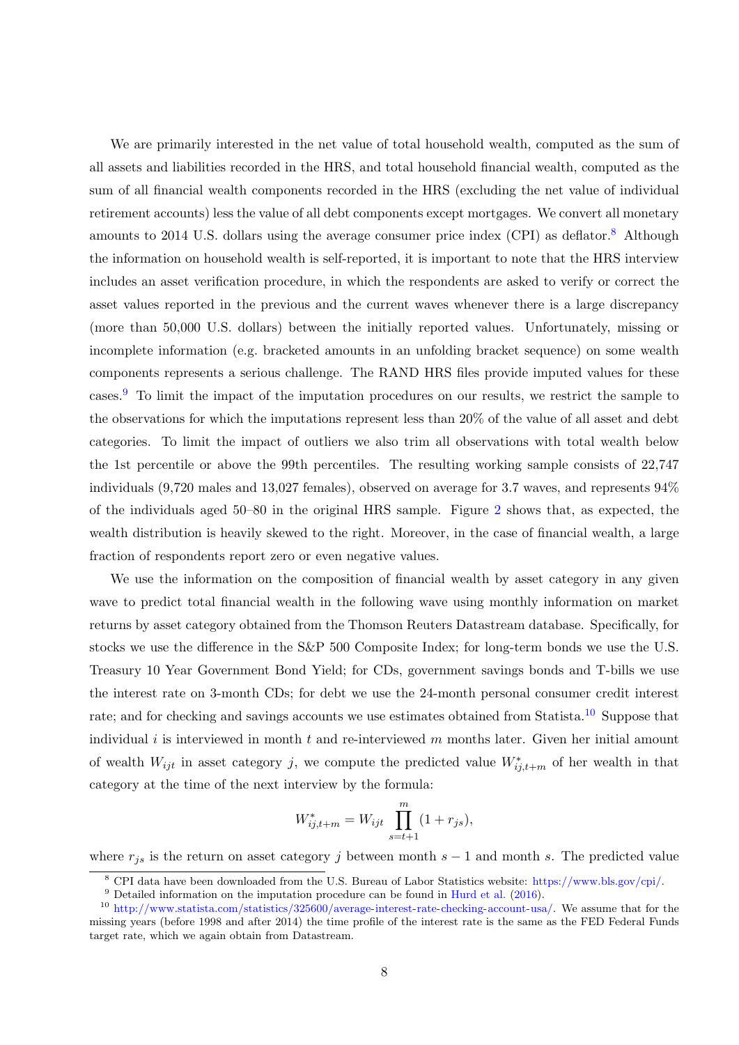We are primarily interested in the net value of total household wealth, computed as the sum of all assets and liabilities recorded in the HRS, and total household financial wealth, computed as the sum of all financial wealth components recorded in the HRS (excluding the net value of individual retirement accounts) less the value of all debt components except mortgages. We convert all monetary amounts to 2014 U.S. dollars using the average consumer price index (CPI) as deflator.[8] Although the information on household wealth is self-reported, it is important to note that the HRS interview includes an asset verification procedure, in which the respondents are asked to verify or correct the asset values reported in the previous and the current waves whenever there is a large discrepancy (more than 50,000 U.S. dollars) between the initially reported values. Unfortunately, missing or incomplete information (e.g. bracketed amounts in an unfolding bracket sequence) on some wealth components represents a serious challenge. The RAND HRS files provide imputed values for these cases.[9] To limit the impact of the imputation procedures on our results, we restrict the sample to the observations for which the imputations represent less than 20% of the value of all asset and debt categories. To limit the impact of outliers we also trim all observations with total wealth below the 1st percentile or above the 99th percentiles. The resulting working sample consists of 22,747 individuals (9,720 males and 13,027 females), observed on average for 3.7 waves, and represents 94% of the individuals aged 50–80 in the original HRS sample. Figure 2 shows that, as expected, the wealth distribution is heavily skewed to the right. Moreover, in the case of financial wealth, a large fraction of respondents report zero or even negative values.

We use the information on the composition of financial wealth by asset category in any given wave to predict total financial wealth in the following wave using monthly information on market returns by asset category obtained from the Thomson Reuters Datastream database. Specifically, for stocks we use the difference in the S&P 500 Composite Index; for long-term bonds we use the U.S. Treasury 10 Year Government Bond Yield; for CDs, government savings bonds and T-bills we use the interest rate on 3-month CDs; for debt we use the 24-month personal consumer credit interest rate; and for checking and savings accounts we use estimates obtained from Statista.[10] Suppose that individual $i$ is interviewed in month $t$ and re-interviewed $m$ months later. Given her initial amount of wealth $W_{ijt}$ in asset category $j$, we compute the predicted value $W^*_{ij,t+m}$ of her wealth in that category at the time of the next interview by the formula:

$$W^*_{ij,t+m} = W_{ijt} \prod_{s=t+1}^{m} (1 + r_{js}),$$

where $r_{js}$ is the return on asset category $j$ between month $s-1$ and month $s$. The predicted value

[8] CPI data have been downloaded from the U.S. Bureau of Labor Statistics website: https://www.bls.gov/cpi/.

[9] Detailed information on the imputation procedure can be found in Hurd et al. (2016).

[10] http://www.statista.com/statistics/325600/average-interest-rate-checking-account-usa/. We assume that for the missing years (before 1998 and after 2014) the time profile of the interest rate is the same as the FED Federal Funds target rate, which we again obtain from Datastream.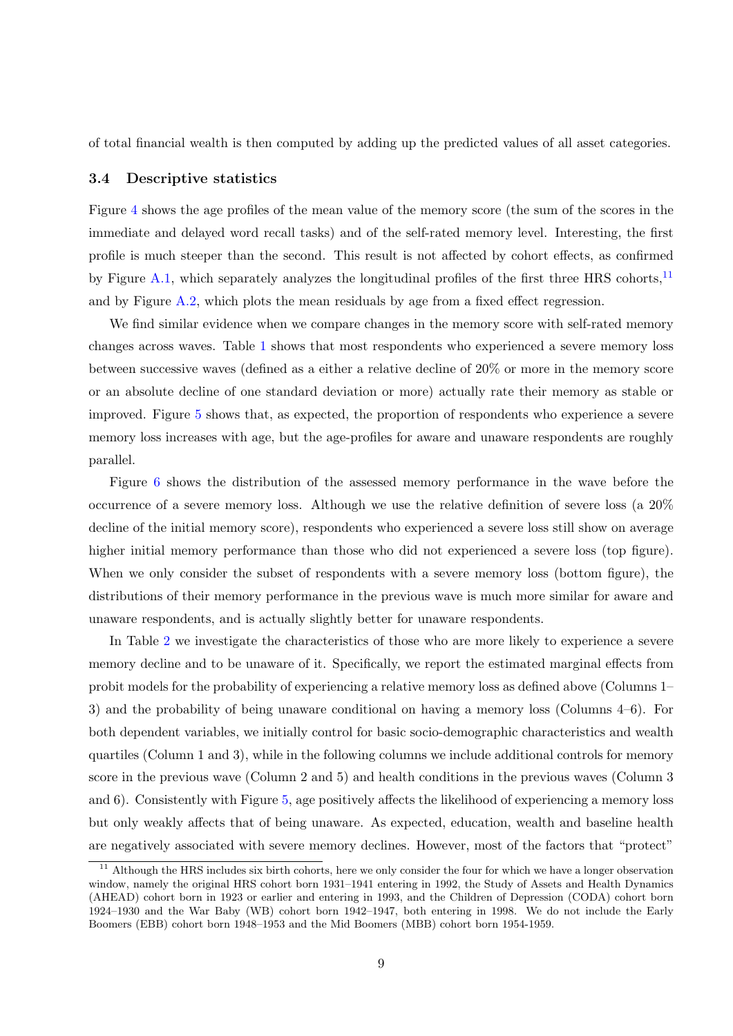of total financial wealth is then computed by adding up the predicted values of all asset categories.

### 3.4 Descriptive statistics

Figure 4 shows the age profiles of the mean value of the memory score (the sum of the scores in the immediate and delayed word recall tasks) and of the self-rated memory level. Interesting, the first profile is much steeper than the second. This result is not affected by cohort effects, as confirmed by Figure A.1, which separately analyzes the longitudinal profiles of the first three HRS cohorts,[11] and by Figure A.2, which plots the mean residuals by age from a fixed effect regression.

We find similar evidence when we compare changes in the memory score with self-rated memory changes across waves. Table 1 shows that most respondents who experienced a severe memory loss between successive waves (defined as a either a relative decline of 20% or more in the memory score or an absolute decline of one standard deviation or more) actually rate their memory as stable or improved. Figure 5 shows that, as expected, the proportion of respondents who experience a severe memory loss increases with age, but the age-profiles for aware and unaware respondents are roughly parallel.

Figure 6 shows the distribution of the assessed memory performance in the wave before the occurrence of a severe memory loss. Although we use the relative definition of severe loss (a 20% decline of the initial memory score), respondents who experienced a severe loss still show on average higher initial memory performance than those who did not experienced a severe loss (top figure). When we only consider the subset of respondents with a severe memory loss (bottom figure), the distributions of their memory performance in the previous wave is much more similar for aware and unaware respondents, and is actually slightly better for unaware respondents.

In Table 2 we investigate the characteristics of those who are more likely to experience a severe memory decline and to be unaware of it. Specifically, we report the estimated marginal effects from probit models for the probability of experiencing a relative memory loss as defined above (Columns 1–3) and the probability of being unaware conditional on having a memory loss (Columns 4–6). For both dependent variables, we initially control for basic socio-demographic characteristics and wealth quartiles (Column 1 and 3), while in the following columns we include additional controls for memory score in the previous wave (Column 2 and 5) and health conditions in the previous waves (Column 3 and 6). Consistently with Figure 5, age positively affects the likelihood of experiencing a memory loss but only weakly affects that of being unaware. As expected, education, wealth and baseline health are negatively associated with severe memory declines. However, most of the factors that "protect"

[11] Although the HRS includes six birth cohorts, here we only consider the four for which we have a longer observation window, namely the original HRS cohort born 1931–1941 entering in 1992, the Study of Assets and Health Dynamics (AHEAD) cohort born in 1923 or earlier and entering in 1993, and the Children of Depression (CODA) cohort born 1924–1930 and the War Baby (WB) cohort born 1942–1947, both entering in 1998. We do not include the Early Boomers (EBB) cohort born 1948–1953 and the Mid Boomers (MBB) cohort born 1954-1959.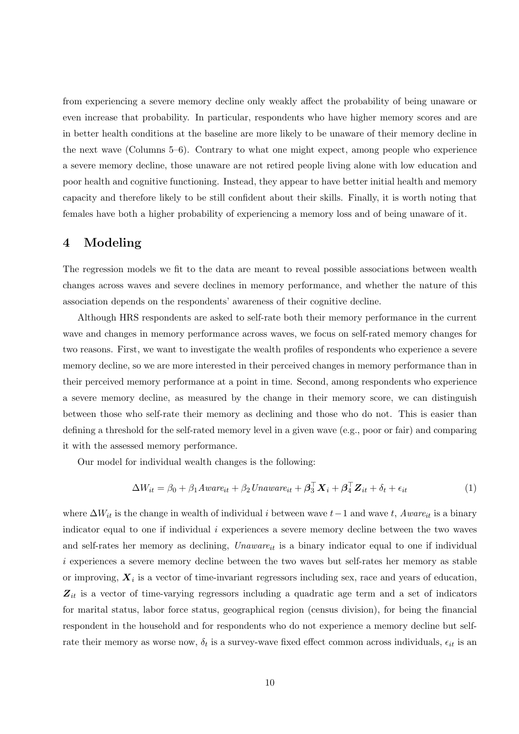from experiencing a severe memory decline only weakly affect the probability of being unaware or even increase that probability. In particular, respondents who have higher memory scores and are in better health conditions at the baseline are more likely to be unaware of their memory decline in the next wave (Columns 5–6). Contrary to what one might expect, among people who experience a severe memory decline, those unaware are not retired people living alone with low education and poor health and cognitive functioning. Instead, they appear to have better initial health and memory capacity and therefore likely to be still confident about their skills. Finally, it is worth noting that females have both a higher probability of experiencing a memory loss and of being unaware of it.

## 4 Modeling

The regression models we fit to the data are meant to reveal possible associations between wealth changes across waves and severe declines in memory performance, and whether the nature of this association depends on the respondents' awareness of their cognitive decline.

Although HRS respondents are asked to self-rate both their memory performance in the current wave and changes in memory performance across waves, we focus on self-rated memory changes for two reasons. First, we want to investigate the wealth profiles of respondents who experience a severe memory decline, so we are more interested in their perceived changes in memory performance than in their perceived memory performance at a point in time. Second, among respondents who experience a severe memory decline, as measured by the change in their memory score, we can distinguish between those who self-rate their memory as declining and those who do not. This is easier than defining a threshold for the self-rated memory level in a given wave (e.g., poor or fair) and comparing it with the assessed memory performance.

Our model for individual wealth changes is the following:

$$\Delta W_{it} = \beta_0 + \beta_1 Aware_{it} + \beta_2 \, Unaware_{it} + \boldsymbol{\beta}_3^{\top} \boldsymbol{X}_i + \boldsymbol{\beta}_4^{\top} \boldsymbol{Z}_{it} + \delta_t + \epsilon_{it} \tag{1}$$

where $\Delta W_{it}$ is the change in wealth of individual $i$ between wave $t-1$ and wave $t$, $Aware_{it}$ is a binary indicator equal to one if individual $i$ experiences a severe memory decline between the two waves and self-rates her memory as declining, $Unaware_{it}$ is a binary indicator equal to one if individual $i$ experiences a severe memory decline between the two waves but self-rates her memory as stable or improving, $\boldsymbol{X}_i$ is a vector of time-invariant regressors including sex, race and years of education, $\boldsymbol{Z}_{it}$ is a vector of time-varying regressors including a quadratic age term and a set of indicators for marital status, labor force status, geographical region (census division), for being the financial respondent in the household and for respondents who do not experience a memory decline but self-rate their memory as worse now, $\delta_t$ is a survey-wave fixed effect common across individuals, $\epsilon_{it}$ is an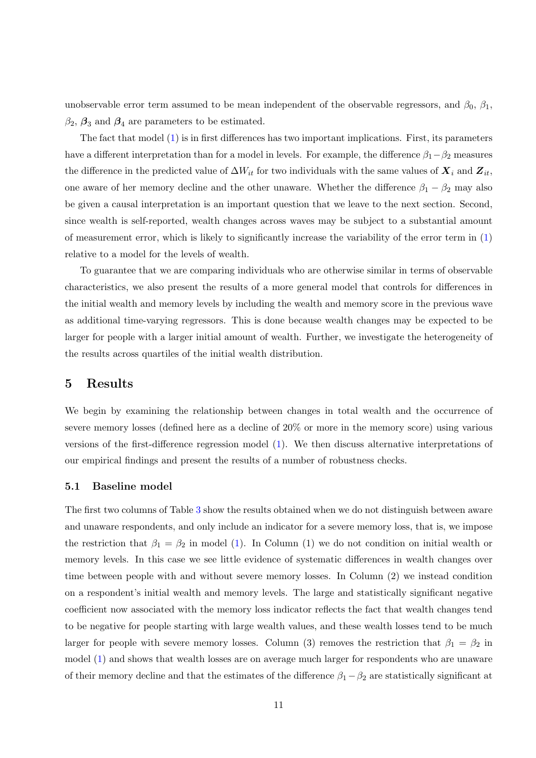unobservable error term assumed to be mean independent of the observable regressors, and $\beta_0$, $\beta_1$, $\beta_2$, $\boldsymbol{\beta}_3$ and $\boldsymbol{\beta}_4$ are parameters to be estimated.

The fact that model (1) is in first differences has two important implications. First, its parameters have a different interpretation than for a model in levels. For example, the difference $\beta_1 - \beta_2$ measures the difference in the predicted value of $\Delta W_{it}$ for two individuals with the same values of $\boldsymbol{X}_i$ and $\boldsymbol{Z}_{it}$, one aware of her memory decline and the other unaware. Whether the difference $\beta_1 - \beta_2$ may also be given a causal interpretation is an important question that we leave to the next section. Second, since wealth is self-reported, wealth changes across waves may be subject to a substantial amount of measurement error, which is likely to significantly increase the variability of the error term in (1) relative to a model for the levels of wealth.

To guarantee that we are comparing individuals who are otherwise similar in terms of observable characteristics, we also present the results of a more general model that controls for differences in the initial wealth and memory levels by including the wealth and memory score in the previous wave as additional time-varying regressors. This is done because wealth changes may be expected to be larger for people with a larger initial amount of wealth. Further, we investigate the heterogeneity of the results across quartiles of the initial wealth distribution.

# 5 Results

We begin by examining the relationship between changes in total wealth and the occurrence of severe memory losses (defined here as a decline of 20% or more in the memory score) using various versions of the first-difference regression model (1). We then discuss alternative interpretations of our empirical findings and present the results of a number of robustness checks.

## 5.1 Baseline model

The first two columns of Table 3 show the results obtained when we do not distinguish between aware and unaware respondents, and only include an indicator for a severe memory loss, that is, we impose the restriction that $\beta_1 = \beta_2$ in model (1). In Column (1) we do not condition on initial wealth or memory levels. In this case we see little evidence of systematic differences in wealth changes over time between people with and without severe memory losses. In Column (2) we instead condition on a respondent's initial wealth and memory levels. The large and statistically significant negative coefficient now associated with the memory loss indicator reflects the fact that wealth changes tend to be negative for people starting with large wealth values, and these wealth losses tend to be much larger for people with severe memory losses. Column (3) removes the restriction that $\beta_1 = \beta_2$ in model (1) and shows that wealth losses are on average much larger for respondents who are unaware of their memory decline and that the estimates of the difference $\beta_1 - \beta_2$ are statistically significant at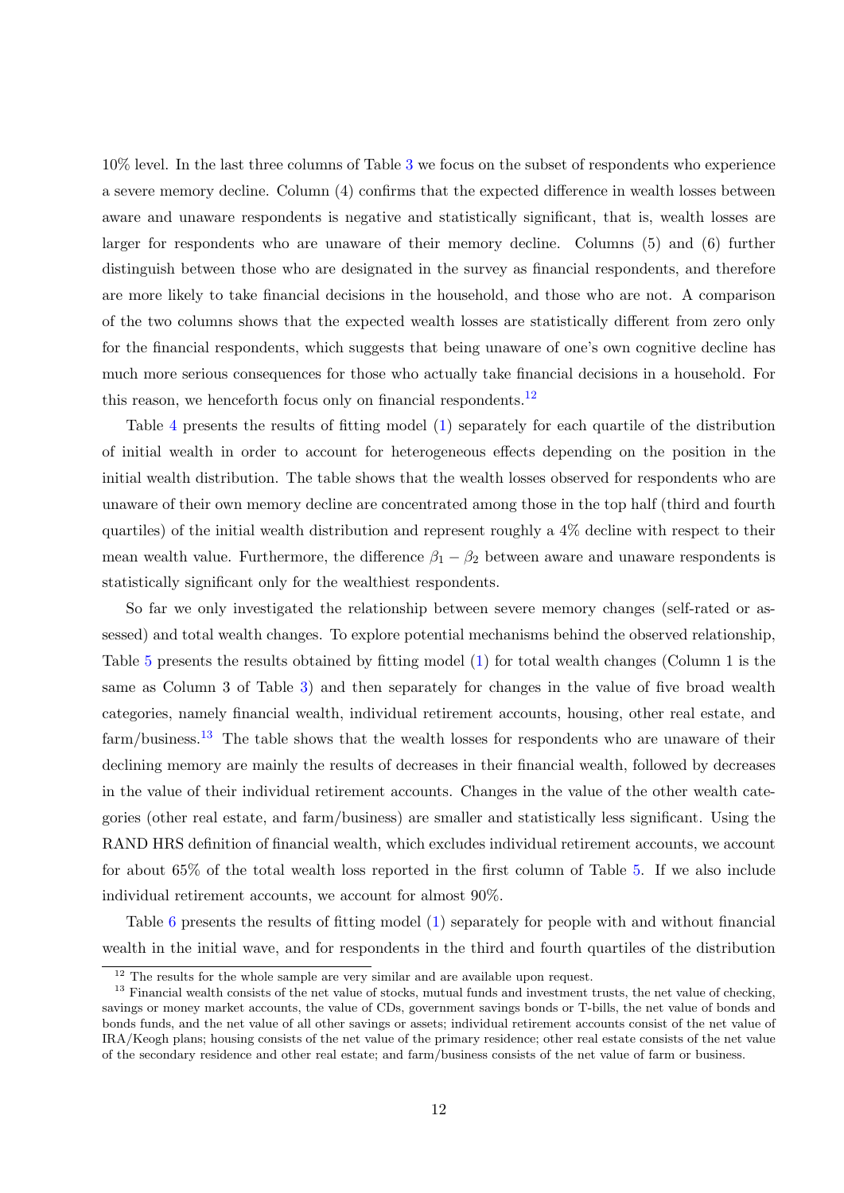10% level. In the last three columns of Table 3 we focus on the subset of respondents who experience a severe memory decline. Column (4) confirms that the expected difference in wealth losses between aware and unaware respondents is negative and statistically significant, that is, wealth losses are larger for respondents who are unaware of their memory decline. Columns (5) and (6) further distinguish between those who are designated in the survey as financial respondents, and therefore are more likely to take financial decisions in the household, and those who are not. A comparison of the two columns shows that the expected wealth losses are statistically different from zero only for the financial respondents, which suggests that being unaware of one's own cognitive decline has much more serious consequences for those who actually take financial decisions in a household. For this reason, we henceforth focus only on financial respondents.[12]

Table 4 presents the results of fitting model (1) separately for each quartile of the distribution of initial wealth in order to account for heterogeneous effects depending on the position in the initial wealth distribution. The table shows that the wealth losses observed for respondents who are unaware of their own memory decline are concentrated among those in the top half (third and fourth quartiles) of the initial wealth distribution and represent roughly a 4% decline with respect to their mean wealth value. Furthermore, the difference $\beta_1 - \beta_2$ between aware and unaware respondents is statistically significant only for the wealthiest respondents.

So far we only investigated the relationship between severe memory changes (self-rated or assessed) and total wealth changes. To explore potential mechanisms behind the observed relationship, Table 5 presents the results obtained by fitting model (1) for total wealth changes (Column 1 is the same as Column 3 of Table 3) and then separately for changes in the value of five broad wealth categories, namely financial wealth, individual retirement accounts, housing, other real estate, and farm/business.[13] The table shows that the wealth losses for respondents who are unaware of their declining memory are mainly the results of decreases in their financial wealth, followed by decreases in the value of their individual retirement accounts. Changes in the value of the other wealth categories (other real estate, and farm/business) are smaller and statistically less significant. Using the RAND HRS definition of financial wealth, which excludes individual retirement accounts, we account for about 65% of the total wealth loss reported in the first column of Table 5. If we also include individual retirement accounts, we account for almost 90%.

Table 6 presents the results of fitting model (1) separately for people with and without financial wealth in the initial wave, and for respondents in the third and fourth quartiles of the distribution

[12] The results for the whole sample are very similar and are available upon request.

[13] Financial wealth consists of the net value of stocks, mutual funds and investment trusts, the net value of checking, savings or money market accounts, the value of CDs, government savings bonds or T-bills, the net value of bonds and bonds funds, and the net value of all other savings or assets; individual retirement accounts consist of the net value of IRA/Keogh plans; housing consists of the net value of the primary residence; other real estate consists of the net value of the secondary residence and other real estate; and farm/business consists of the net value of farm or business.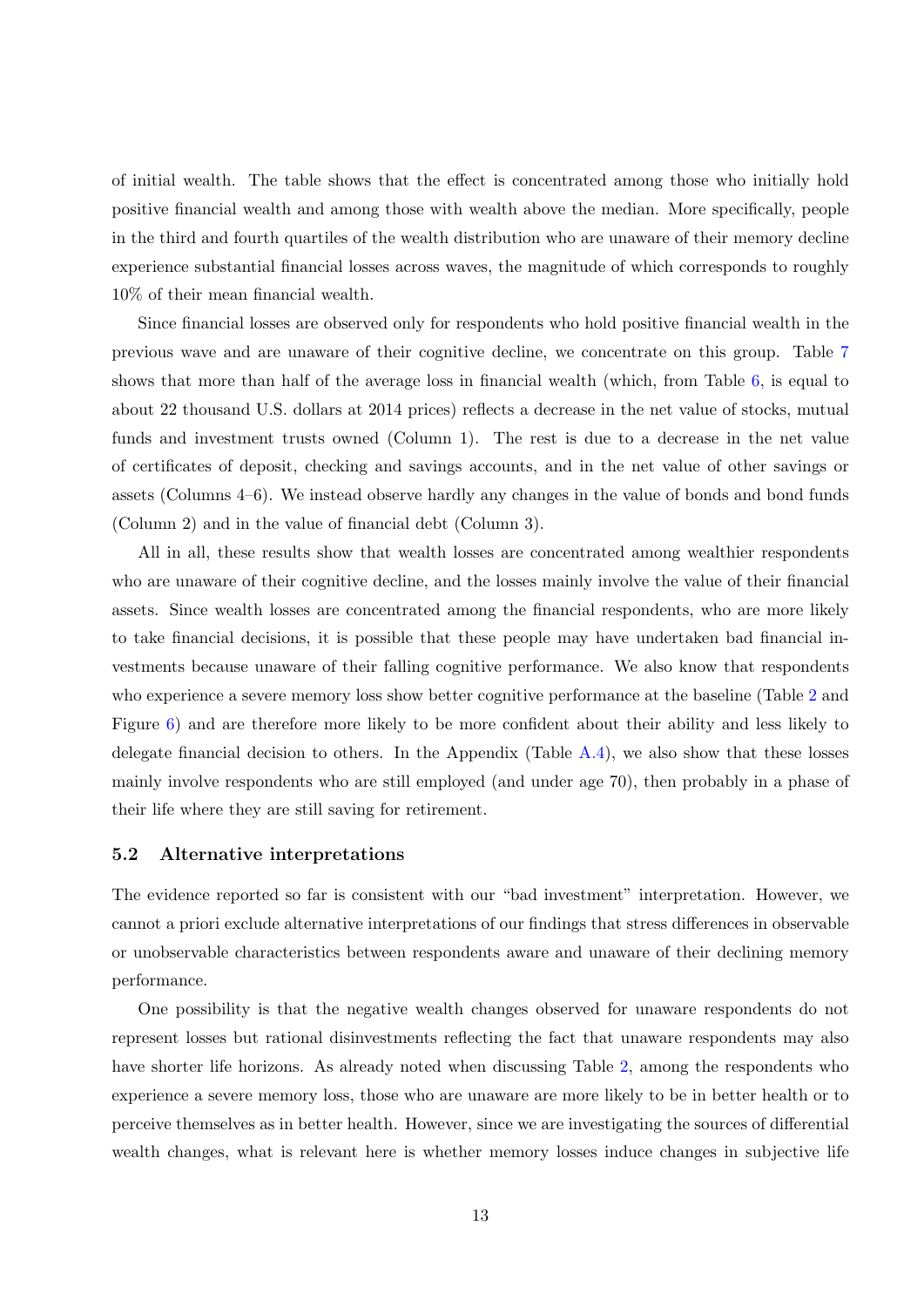of initial wealth. The table shows that the effect is concentrated among those who initially hold positive financial wealth and among those with wealth above the median. More specifically, people in the third and fourth quartiles of the wealth distribution who are unaware of their memory decline experience substantial financial losses across waves, the magnitude of which corresponds to roughly 10% of their mean financial wealth.

Since financial losses are observed only for respondents who hold positive financial wealth in the previous wave and are unaware of their cognitive decline, we concentrate on this group. Table 7 shows that more than half of the average loss in financial wealth (which, from Table 6, is equal to about 22 thousand U.S. dollars at 2014 prices) reflects a decrease in the net value of stocks, mutual funds and investment trusts owned (Column 1). The rest is due to a decrease in the net value of certificates of deposit, checking and savings accounts, and in the net value of other savings or assets (Columns 4–6). We instead observe hardly any changes in the value of bonds and bond funds (Column 2) and in the value of financial debt (Column 3).

All in all, these results show that wealth losses are concentrated among wealthier respondents who are unaware of their cognitive decline, and the losses mainly involve the value of their financial assets. Since wealth losses are concentrated among the financial respondents, who are more likely to take financial decisions, it is possible that these people may have undertaken bad financial investments because unaware of their falling cognitive performance. We also know that respondents who experience a severe memory loss show better cognitive performance at the baseline (Table 2 and Figure 6) and are therefore more likely to be more confident about their ability and less likely to delegate financial decision to others. In the Appendix (Table A.4), we also show that these losses mainly involve respondents who are still employed (and under age 70), then probably in a phase of their life where they are still saving for retirement.

### 5.2 Alternative interpretations

The evidence reported so far is consistent with our "bad investment" interpretation. However, we cannot a priori exclude alternative interpretations of our findings that stress differences in observable or unobservable characteristics between respondents aware and unaware of their declining memory performance.

One possibility is that the negative wealth changes observed for unaware respondents do not represent losses but rational disinvestments reflecting the fact that unaware respondents may also have shorter life horizons. As already noted when discussing Table 2, among the respondents who experience a severe memory loss, those who are unaware are more likely to be in better health or to perceive themselves as in better health. However, since we are investigating the sources of differential wealth changes, what is relevant here is whether memory losses induce changes in subjective life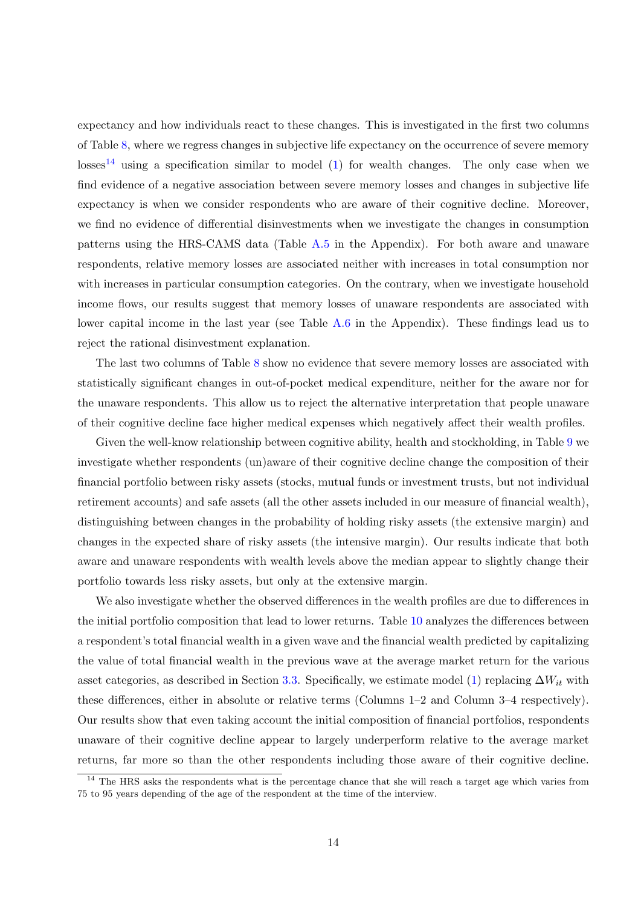expectancy and how individuals react to these changes. This is investigated in the first two columns of Table 8, where we regress changes in subjective life expectancy on the occurrence of severe memory losses[14] using a specification similar to model (1) for wealth changes. The only case when we find evidence of a negative association between severe memory losses and changes in subjective life expectancy is when we consider respondents who are aware of their cognitive decline. Moreover, we find no evidence of differential disinvestments when we investigate the changes in consumption patterns using the HRS-CAMS data (Table A.5 in the Appendix). For both aware and unaware respondents, relative memory losses are associated neither with increases in total consumption nor with increases in particular consumption categories. On the contrary, when we investigate household income flows, our results suggest that memory losses of unaware respondents are associated with lower capital income in the last year (see Table A.6 in the Appendix). These findings lead us to reject the rational disinvestment explanation.

The last two columns of Table 8 show no evidence that severe memory losses are associated with statistically significant changes in out-of-pocket medical expenditure, neither for the aware nor for the unaware respondents. This allow us to reject the alternative interpretation that people unaware of their cognitive decline face higher medical expenses which negatively affect their wealth profiles.

Given the well-know relationship between cognitive ability, health and stockholding, in Table 9 we investigate whether respondents (un)aware of their cognitive decline change the composition of their financial portfolio between risky assets (stocks, mutual funds or investment trusts, but not individual retirement accounts) and safe assets (all the other assets included in our measure of financial wealth), distinguishing between changes in the probability of holding risky assets (the extensive margin) and changes in the expected share of risky assets (the intensive margin). Our results indicate that both aware and unaware respondents with wealth levels above the median appear to slightly change their portfolio towards less risky assets, but only at the extensive margin.

We also investigate whether the observed differences in the wealth profiles are due to differences in the initial portfolio composition that lead to lower returns. Table 10 analyzes the differences between a respondent's total financial wealth in a given wave and the financial wealth predicted by capitalizing the value of total financial wealth in the previous wave at the average market return for the various asset categories, as described in Section 3.3. Specifically, we estimate model (1) replacing $\Delta W_{it}$ with these differences, either in absolute or relative terms (Columns 1–2 and Column 3–4 respectively). Our results show that even taking account the initial composition of financial portfolios, respondents unaware of their cognitive decline appear to largely underperform relative to the average market returns, far more so than the other respondents including those aware of their cognitive decline.

[14] The HRS asks the respondents what is the percentage chance that she will reach a target age which varies from 75 to 95 years depending of the age of the respondent at the time of the interview.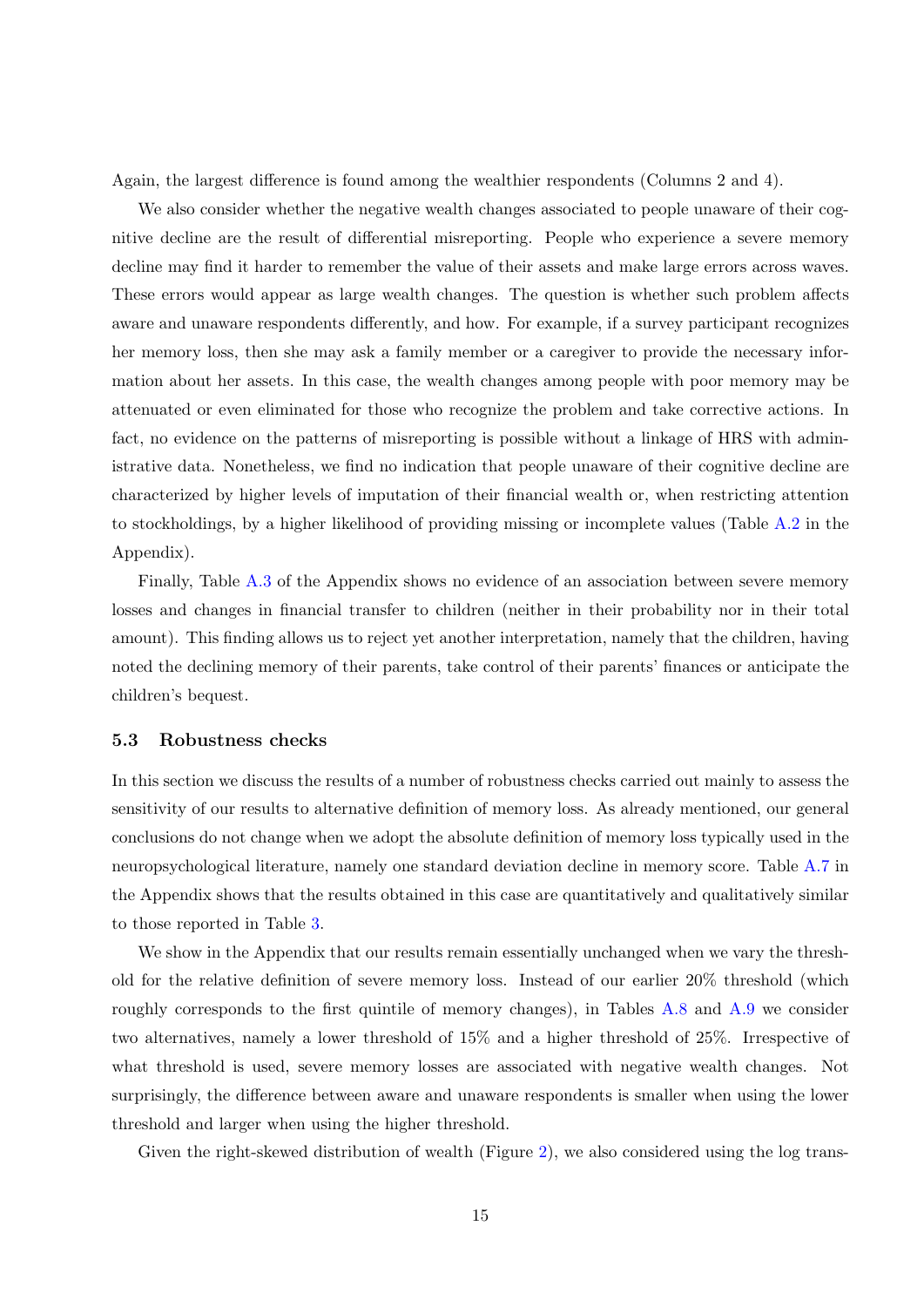Again, the largest difference is found among the wealthier respondents (Columns 2 and 4).

We also consider whether the negative wealth changes associated to people unaware of their cognitive decline are the result of differential misreporting. People who experience a severe memory decline may find it harder to remember the value of their assets and make large errors across waves. These errors would appear as large wealth changes. The question is whether such problem affects aware and unaware respondents differently, and how. For example, if a survey participant recognizes her memory loss, then she may ask a family member or a caregiver to provide the necessary information about her assets. In this case, the wealth changes among people with poor memory may be attenuated or even eliminated for those who recognize the problem and take corrective actions. In fact, no evidence on the patterns of misreporting is possible without a linkage of HRS with administrative data. Nonetheless, we find no indication that people unaware of their cognitive decline are characterized by higher levels of imputation of their financial wealth or, when restricting attention to stockholdings, by a higher likelihood of providing missing or incomplete values (Table A.2 in the Appendix).

Finally, Table A.3 of the Appendix shows no evidence of an association between severe memory losses and changes in financial transfer to children (neither in their probability nor in their total amount). This finding allows us to reject yet another interpretation, namely that the children, having noted the declining memory of their parents, take control of their parents' finances or anticipate the children's bequest.

### 5.3 Robustness checks

In this section we discuss the results of a number of robustness checks carried out mainly to assess the sensitivity of our results to alternative definition of memory loss. As already mentioned, our general conclusions do not change when we adopt the absolute definition of memory loss typically used in the neuropsychological literature, namely one standard deviation decline in memory score. Table A.7 in the Appendix shows that the results obtained in this case are quantitatively and qualitatively similar to those reported in Table 3.

We show in the Appendix that our results remain essentially unchanged when we vary the threshold for the relative definition of severe memory loss. Instead of our earlier 20% threshold (which roughly corresponds to the first quintile of memory changes), in Tables A.8 and A.9 we consider two alternatives, namely a lower threshold of 15% and a higher threshold of 25%. Irrespective of what threshold is used, severe memory losses are associated with negative wealth changes. Not surprisingly, the difference between aware and unaware respondents is smaller when using the lower threshold and larger when using the higher threshold.

Given the right-skewed distribution of wealth (Figure 2), we also considered using the log trans-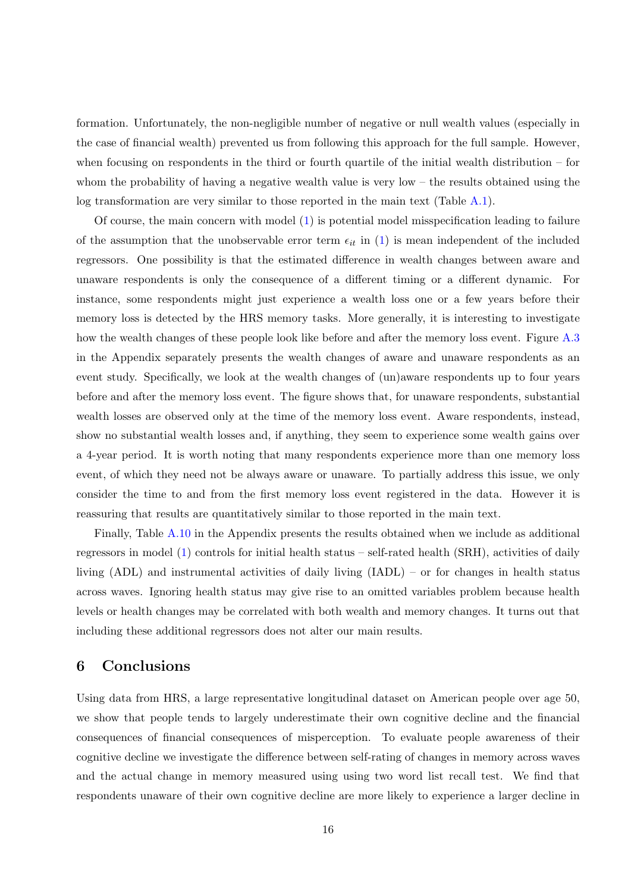formation. Unfortunately, the non-negligible number of negative or null wealth values (especially in the case of financial wealth) prevented us from following this approach for the full sample. However, when focusing on respondents in the third or fourth quartile of the initial wealth distribution – for whom the probability of having a negative wealth value is very low – the results obtained using the log transformation are very similar to those reported in the main text (Table A.1).

Of course, the main concern with model (1) is potential model misspecification leading to failure of the assumption that the unobservable error term $\epsilon_{it}$ in (1) is mean independent of the included regressors. One possibility is that the estimated difference in wealth changes between aware and unaware respondents is only the consequence of a different timing or a different dynamic. For instance, some respondents might just experience a wealth loss one or a few years before their memory loss is detected by the HRS memory tasks. More generally, it is interesting to investigate how the wealth changes of these people look like before and after the memory loss event. Figure A.3 in the Appendix separately presents the wealth changes of aware and unaware respondents as an event study. Specifically, we look at the wealth changes of (un)aware respondents up to four years before and after the memory loss event. The figure shows that, for unaware respondents, substantial wealth losses are observed only at the time of the memory loss event. Aware respondents, instead, show no substantial wealth losses and, if anything, they seem to experience some wealth gains over a 4-year period. It is worth noting that many respondents experience more than one memory loss event, of which they need not be always aware or unaware. To partially address this issue, we only consider the time to and from the first memory loss event registered in the data. However it is reassuring that results are quantitatively similar to those reported in the main text.

Finally, Table A.10 in the Appendix presents the results obtained when we include as additional regressors in model (1) controls for initial health status – self-rated health (SRH), activities of daily living (ADL) and instrumental activities of daily living (IADL) – or for changes in health status across waves. Ignoring health status may give rise to an omitted variables problem because health levels or health changes may be correlated with both wealth and memory changes. It turns out that including these additional regressors does not alter our main results.

## 6 Conclusions

Using data from HRS, a large representative longitudinal dataset on American people over age 50, we show that people tends to largely underestimate their own cognitive decline and the financial consequences of financial consequences of misperception. To evaluate people awareness of their cognitive decline we investigate the difference between self-rating of changes in memory across waves and the actual change in memory measured using using two word list recall test. We find that respondents unaware of their own cognitive decline are more likely to experience a larger decline in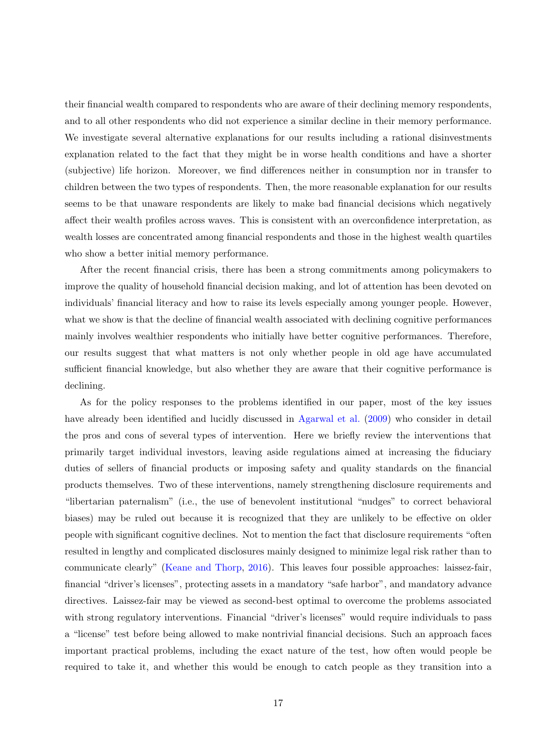their financial wealth compared to respondents who are aware of their declining memory respondents, and to all other respondents who did not experience a similar decline in their memory performance. We investigate several alternative explanations for our results including a rational disinvestments explanation related to the fact that they might be in worse health conditions and have a shorter (subjective) life horizon. Moreover, we find differences neither in consumption nor in transfer to children between the two types of respondents. Then, the more reasonable explanation for our results seems to be that unaware respondents are likely to make bad financial decisions which negatively affect their wealth profiles across waves. This is consistent with an overconfidence interpretation, as wealth losses are concentrated among financial respondents and those in the highest wealth quartiles who show a better initial memory performance.

After the recent financial crisis, there has been a strong commitments among policymakers to improve the quality of household financial decision making, and lot of attention has been devoted on individuals' financial literacy and how to raise its levels especially among younger people. However, what we show is that the decline of financial wealth associated with declining cognitive performances mainly involves wealthier respondents who initially have better cognitive performances. Therefore, our results suggest that what matters is not only whether people in old age have accumulated sufficient financial knowledge, but also whether they are aware that their cognitive performance is declining.

As for the policy responses to the problems identified in our paper, most of the key issues have already been identified and lucidly discussed in Agarwal et al. (2009) who consider in detail the pros and cons of several types of intervention. Here we briefly review the interventions that primarily target individual investors, leaving aside regulations aimed at increasing the fiduciary duties of sellers of financial products or imposing safety and quality standards on the financial products themselves. Two of these interventions, namely strengthening disclosure requirements and "libertarian paternalism" (i.e., the use of benevolent institutional "nudges" to correct behavioral biases) may be ruled out because it is recognized that they are unlikely to be effective on older people with significant cognitive declines. Not to mention the fact that disclosure requirements "often resulted in lengthy and complicated disclosures mainly designed to minimize legal risk rather than to communicate clearly" (Keane and Thorp, 2016). This leaves four possible approaches: laissez-fair, financial "driver's licenses", protecting assets in a mandatory "safe harbor", and mandatory advance directives. Laissez-fair may be viewed as second-best optimal to overcome the problems associated with strong regulatory interventions. Financial "driver's licenses" would require individuals to pass a "license" test before being allowed to make nontrivial financial decisions. Such an approach faces important practical problems, including the exact nature of the test, how often would people be required to take it, and whether this would be enough to catch people as they transition into a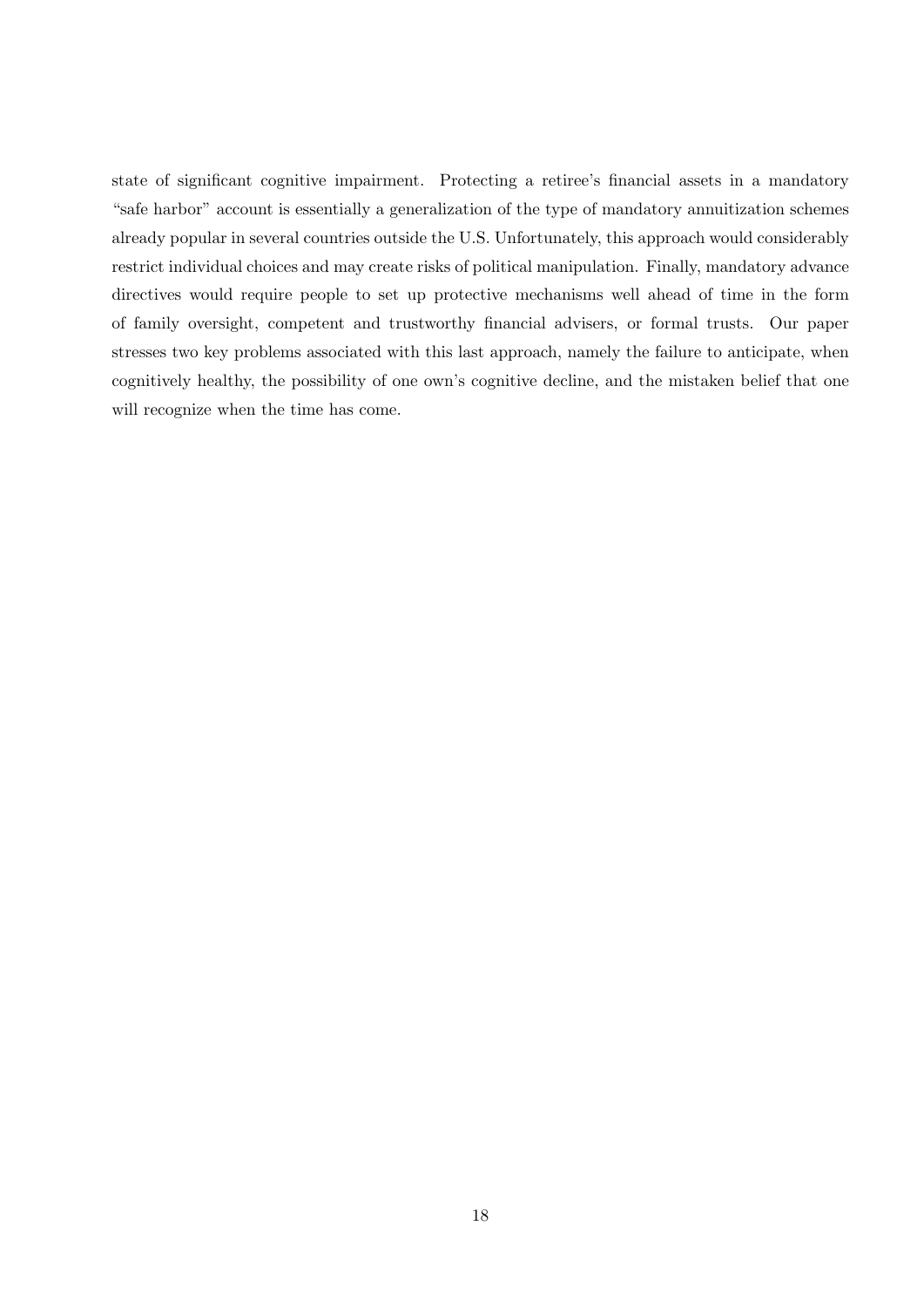state of significant cognitive impairment. Protecting a retiree's financial assets in a mandatory "safe harbor" account is essentially a generalization of the type of mandatory annuitization schemes already popular in several countries outside the U.S. Unfortunately, this approach would considerably restrict individual choices and may create risks of political manipulation. Finally, mandatory advance directives would require people to set up protective mechanisms well ahead of time in the form of family oversight, competent and trustworthy financial advisers, or formal trusts. Our paper stresses two key problems associated with this last approach, namely the failure to anticipate, when cognitively healthy, the possibility of one own's cognitive decline, and the mistaken belief that one will recognize when the time has come.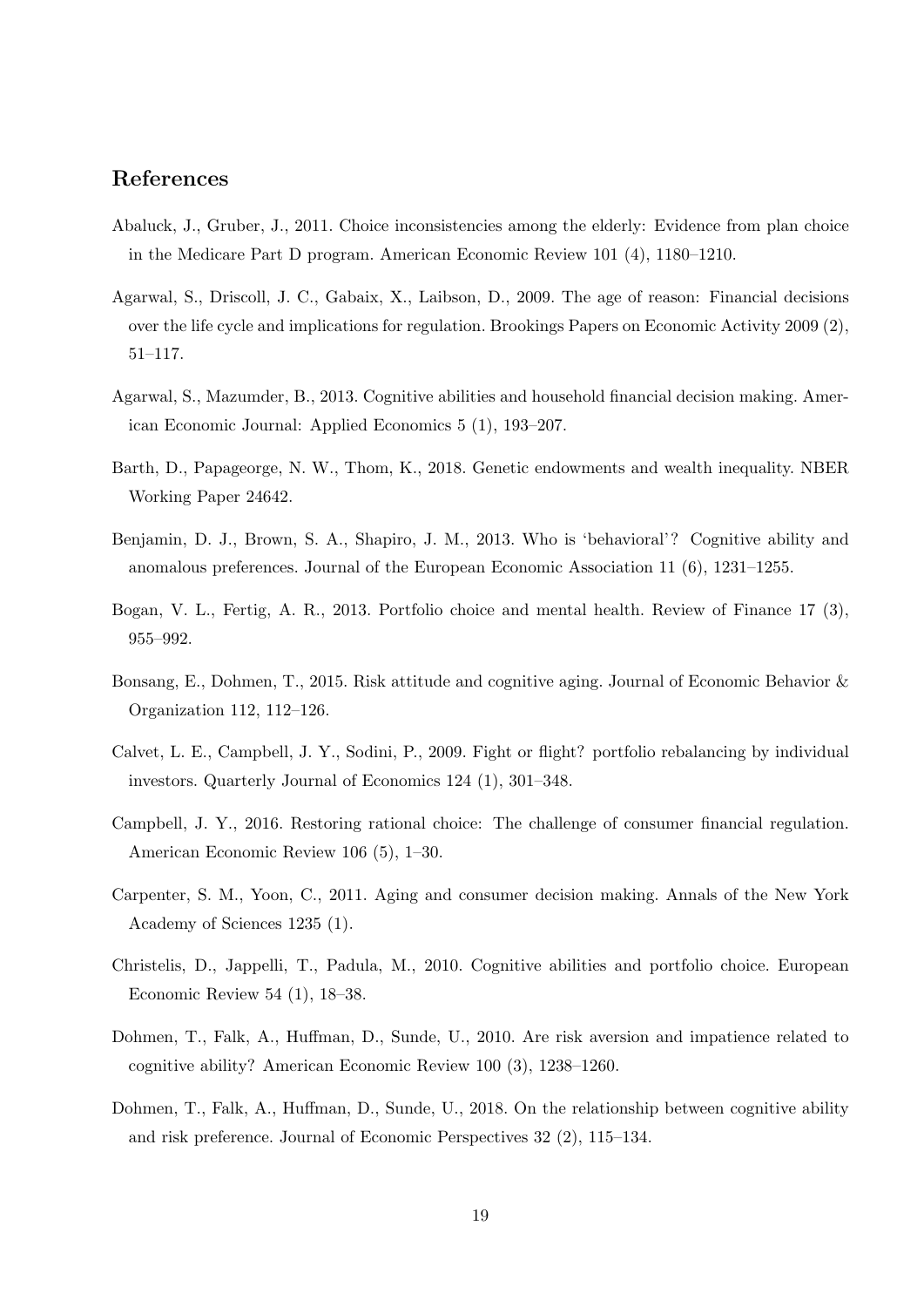## References

Abaluck, J., Gruber, J., 2011. Choice inconsistencies among the elderly: Evidence from plan choice in the Medicare Part D program. American Economic Review 101 (4), 1180–1210.

Agarwal, S., Driscoll, J. C., Gabaix, X., Laibson, D., 2009. The age of reason: Financial decisions over the life cycle and implications for regulation. Brookings Papers on Economic Activity 2009 (2), 51–117.

Agarwal, S., Mazumder, B., 2013. Cognitive abilities and household financial decision making. American Economic Journal: Applied Economics 5 (1), 193–207.

Barth, D., Papageorge, N. W., Thom, K., 2018. Genetic endowments and wealth inequality. NBER Working Paper 24642.

Benjamin, D. J., Brown, S. A., Shapiro, J. M., 2013. Who is 'behavioral'? Cognitive ability and anomalous preferences. Journal of the European Economic Association 11 (6), 1231–1255.

Bogan, V. L., Fertig, A. R., 2013. Portfolio choice and mental health. Review of Finance 17 (3), 955–992.

Bonsang, E., Dohmen, T., 2015. Risk attitude and cognitive aging. Journal of Economic Behavior & Organization 112, 112–126.

Calvet, L. E., Campbell, J. Y., Sodini, P., 2009. Fight or flight? portfolio rebalancing by individual investors. Quarterly Journal of Economics 124 (1), 301–348.

Campbell, J. Y., 2016. Restoring rational choice: The challenge of consumer financial regulation. American Economic Review 106 (5), 1–30.

Carpenter, S. M., Yoon, C., 2011. Aging and consumer decision making. Annals of the New York Academy of Sciences 1235 (1).

Christelis, D., Jappelli, T., Padula, M., 2010. Cognitive abilities and portfolio choice. European Economic Review 54 (1), 18–38.

Dohmen, T., Falk, A., Huffman, D., Sunde, U., 2010. Are risk aversion and impatience related to cognitive ability? American Economic Review 100 (3), 1238–1260.

Dohmen, T., Falk, A., Huffman, D., Sunde, U., 2018. On the relationship between cognitive ability and risk preference. Journal of Economic Perspectives 32 (2), 115–134.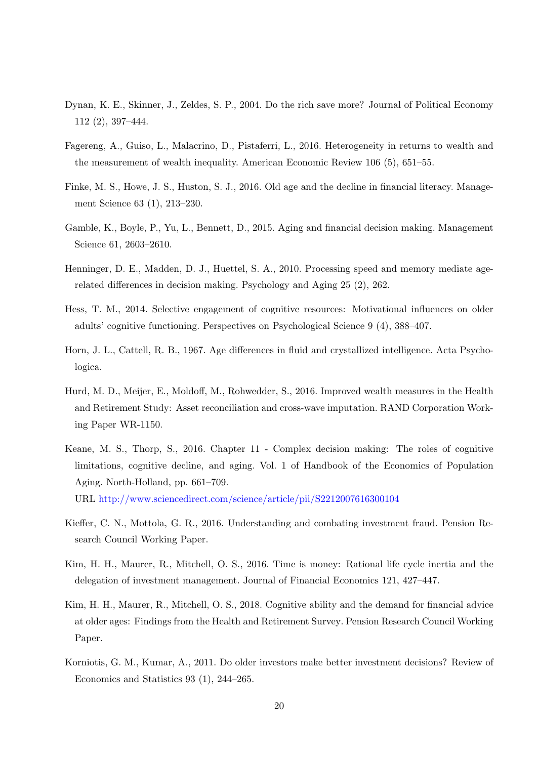Dynan, K. E., Skinner, J., Zeldes, S. P., 2004. Do the rich save more? Journal of Political Economy 112 (2), 397–444.

Fagereng, A., Guiso, L., Malacrino, D., Pistaferri, L., 2016. Heterogeneity in returns to wealth and the measurement of wealth inequality. American Economic Review 106 (5), 651–55.

Finke, M. S., Howe, J. S., Huston, S. J., 2016. Old age and the decline in financial literacy. Management Science 63 (1), 213–230.

Gamble, K., Boyle, P., Yu, L., Bennett, D., 2015. Aging and financial decision making. Management Science 61, 2603–2610.

Henninger, D. E., Madden, D. J., Huettel, S. A., 2010. Processing speed and memory mediate age-related differences in decision making. Psychology and Aging 25 (2), 262.

Hess, T. M., 2014. Selective engagement of cognitive resources: Motivational influences on older adults' cognitive functioning. Perspectives on Psychological Science 9 (4), 388–407.

Horn, J. L., Cattell, R. B., 1967. Age differences in fluid and crystallized intelligence. Acta Psychologica.

Hurd, M. D., Meijer, E., Moldoff, M., Rohwedder, S., 2016. Improved wealth measures in the Health and Retirement Study: Asset reconciliation and cross-wave imputation. RAND Corporation Working Paper WR-1150.

Keane, M. S., Thorp, S., 2016. Chapter 11 - Complex decision making: The roles of cognitive limitations, cognitive decline, and aging. Vol. 1 of Handbook of the Economics of Population Aging. North-Holland, pp. 661–709.
URL http://www.sciencedirect.com/science/article/pii/S2212007616300104

Kieffer, C. N., Mottola, G. R., 2016. Understanding and combating investment fraud. Pension Research Council Working Paper.

Kim, H. H., Maurer, R., Mitchell, O. S., 2016. Time is money: Rational life cycle inertia and the delegation of investment management. Journal of Financial Economics 121, 427–447.

Kim, H. H., Maurer, R., Mitchell, O. S., 2018. Cognitive ability and the demand for financial advice at older ages: Findings from the Health and Retirement Survey. Pension Research Council Working Paper.

Korniotis, G. M., Kumar, A., 2011. Do older investors make better investment decisions? Review of Economics and Statistics 93 (1), 244–265.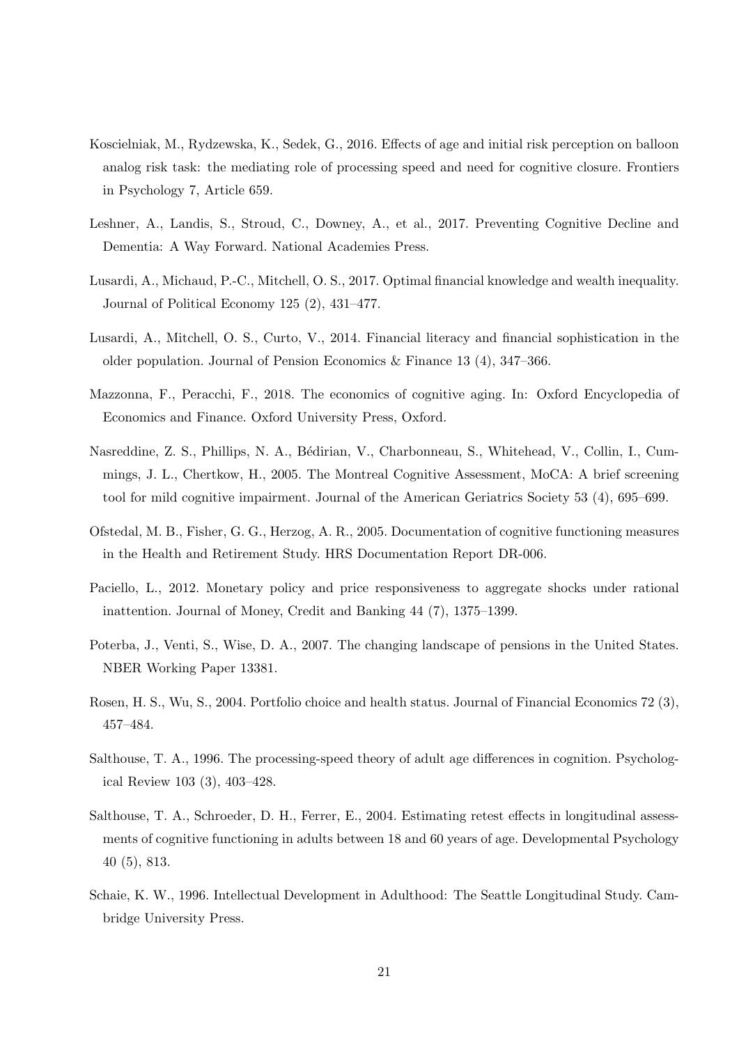Koscielniak, M., Rydzewska, K., Sedek, G., 2016. Effects of age and initial risk perception on balloon analog risk task: the mediating role of processing speed and need for cognitive closure. Frontiers in Psychology 7, Article 659.

Leshner, A., Landis, S., Stroud, C., Downey, A., et al., 2017. Preventing Cognitive Decline and Dementia: A Way Forward. National Academies Press.

Lusardi, A., Michaud, P.-C., Mitchell, O. S., 2017. Optimal financial knowledge and wealth inequality. Journal of Political Economy 125 (2), 431–477.

Lusardi, A., Mitchell, O. S., Curto, V., 2014. Financial literacy and financial sophistication in the older population. Journal of Pension Economics & Finance 13 (4), 347–366.

Mazzonna, F., Peracchi, F., 2018. The economics of cognitive aging. In: Oxford Encyclopedia of Economics and Finance. Oxford University Press, Oxford.

Nasreddine, Z. S., Phillips, N. A., Bédirian, V., Charbonneau, S., Whitehead, V., Collin, I., Cummings, J. L., Chertkow, H., 2005. The Montreal Cognitive Assessment, MoCA: A brief screening tool for mild cognitive impairment. Journal of the American Geriatrics Society 53 (4), 695–699.

Ofstedal, M. B., Fisher, G. G., Herzog, A. R., 2005. Documentation of cognitive functioning measures in the Health and Retirement Study. HRS Documentation Report DR-006.

Paciello, L., 2012. Monetary policy and price responsiveness to aggregate shocks under rational inattention. Journal of Money, Credit and Banking 44 (7), 1375–1399.

Poterba, J., Venti, S., Wise, D. A., 2007. The changing landscape of pensions in the United States. NBER Working Paper 13381.

Rosen, H. S., Wu, S., 2004. Portfolio choice and health status. Journal of Financial Economics 72 (3), 457–484.

Salthouse, T. A., 1996. The processing-speed theory of adult age differences in cognition. Psychological Review 103 (3), 403–428.

Salthouse, T. A., Schroeder, D. H., Ferrer, E., 2004. Estimating retest effects in longitudinal assessments of cognitive functioning in adults between 18 and 60 years of age. Developmental Psychology 40 (5), 813.

Schaie, K. W., 1996. Intellectual Development in Adulthood: The Seattle Longitudinal Study. Cambridge University Press.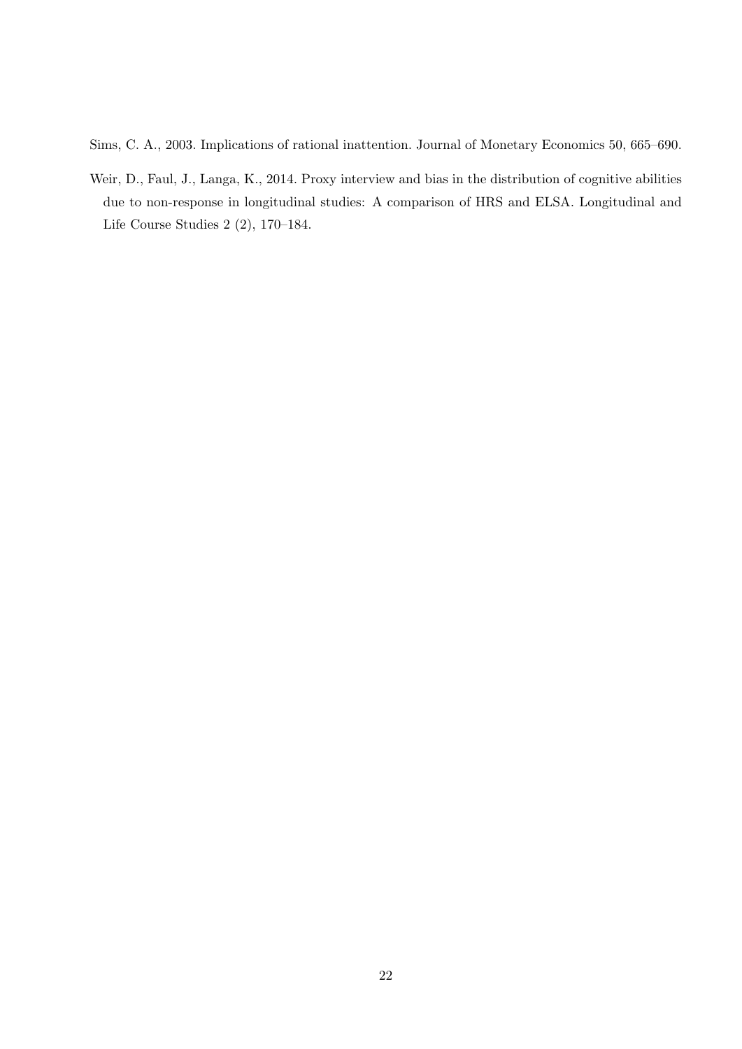Sims, C. A., 2003. Implications of rational inattention. Journal of Monetary Economics 50, 665–690.

Weir, D., Faul, J., Langa, K., 2014. Proxy interview and bias in the distribution of cognitive abilities due to non-response in longitudinal studies: A comparison of HRS and ELSA. Longitudinal and Life Course Studies 2 (2), 170–184.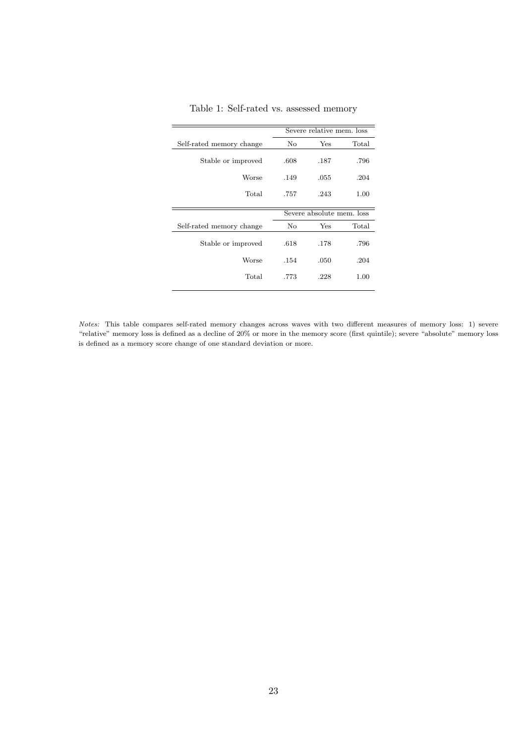Table 1: Self-rated vs. assessed memory

| | Severe relative mem. loss | | |
|---|---|---|---|
| Self-rated memory change | No | Yes | Total |
| Stable or improved | .608 | .187 | .796 |
| Worse | .149 | .055 | .204 |
| Total | .757 | .243 | 1.00 |
| | **Severe absolute mem. loss** | | |
| Self-rated memory change | No | Yes | Total |
| Stable or improved | .618 | .178 | .796 |
| Worse | .154 | .050 | .204 |
| Total | .773 | .228 | 1.00 |

*Notes:* This table compares self-rated memory changes across waves with two different measures of memory loss: 1) severe "relative" memory loss is defined as a decline of 20% or more in the memory score (first quintile); severe "absolute" memory loss is defined as a memory score change of one standard deviation or more.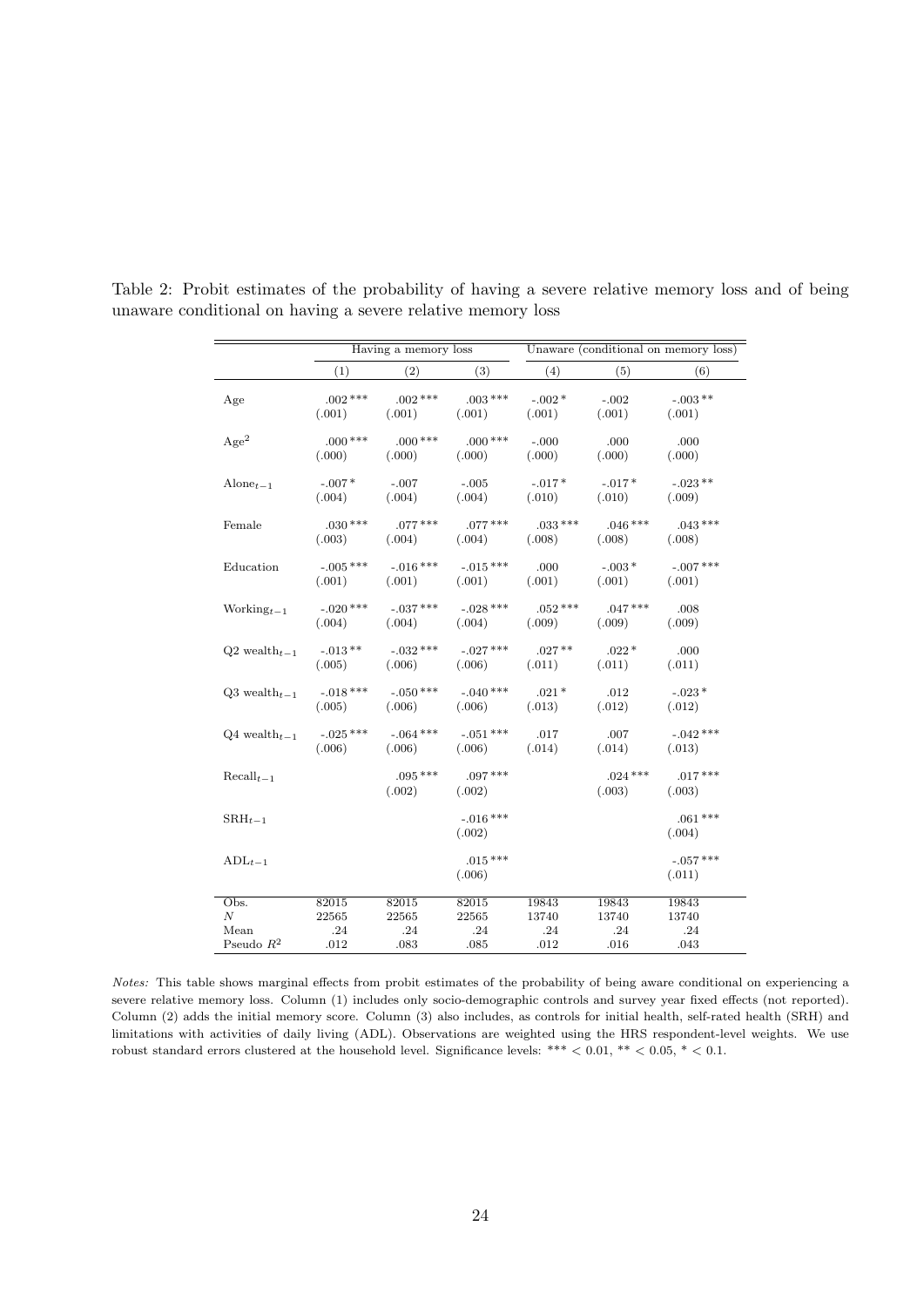Table 2: Probit estimates of the probability of having a severe relative memory loss and of being unaware conditional on having a severe relative memory loss

| | Having a memory loss | | | Unaware (conditional on memory loss) | | |
|---|---|---|---|---|---|---|
| | (1) | (2) | (3) | (4) | (5) | (6) |
| Age | .002 *** | .002 *** | .003 *** | -.002 * | -.002 | -.003 ** |
| | (.001) | (.001) | (.001) | (.001) | (.001) | (.001) |
| $\text{Age}^2$ | .000 *** | .000 *** | .000 *** | -.000 | .000 | .000 |
| | (.000) | (.000) | (.000) | (.000) | (.000) | (.000) |
| $\text{Alone}_{t-1}$ | -.007 * | -.007 | -.005 | -.017 * | -.017 * | -.023 ** |
| | (.004) | (.004) | (.004) | (.010) | (.010) | (.009) |
| Female | .030 *** | .077 *** | .077 *** | .033 *** | .046 *** | .043 *** |
| | (.003) | (.004) | (.004) | (.008) | (.008) | (.008) |
| Education | -.005 *** | -.016 *** | -.015 *** | .000 | -.003 * | -.007 *** |
| | (.001) | (.001) | (.001) | (.001) | (.001) | (.001) |
| $\text{Working}_{t-1}$ | -.020 *** | -.037 *** | -.028 *** | .052 *** | .047 *** | .008 |
| | (.004) | (.004) | (.004) | (.009) | (.009) | (.009) |
| Q2 $\text{wealth}_{t-1}$ | -.013 ** | -.032 *** | -.027 *** | .027 ** | .022 * | .000 |
| | (.005) | (.006) | (.006) | (.011) | (.011) | (.011) |
| Q3 $\text{wealth}_{t-1}$ | -.018 *** | -.050 *** | -.040 *** | .021 * | .012 | -.023 * |
| | (.005) | (.006) | (.006) | (.013) | (.012) | (.012) |
| Q4 $\text{wealth}_{t-1}$ | -.025 *** | -.064 *** | -.051 *** | .017 | .007 | -.042 *** |
| | (.006) | (.006) | (.006) | (.014) | (.014) | (.013) |
| $\text{Recall}_{t-1}$ | | .095 *** | .097 *** | | .024 *** | .017 *** |
| | | (.002) | (.002) | | (.003) | (.003) |
| $\text{SRH}_{t-1}$ | | | -.016 *** | | | .061 *** |
| | | | (.002) | | | (.004) |
| $\text{ADL}_{t-1}$ | | | .015 *** | | | -.057 *** |
| | | | (.006) | | | (.011) |
| Obs. | 82015 | 82015 | 82015 | 19843 | 19843 | 19843 |
| $N$ | 22565 | 22565 | 22565 | 13740 | 13740 | 13740 |
| Mean | .24 | .24 | .24 | .24 | .24 | .24 |
| Pseudo $R^2$ | .012 | .083 | .085 | .012 | .016 | .043 |

*Notes:* This table shows marginal effects from probit estimates of the probability of being aware conditional on experiencing a severe relative memory loss. Column (1) includes only socio-demographic controls and survey year fixed effects (not reported). Column (2) adds the initial memory score. Column (3) also includes, as controls for initial health, self-rated health (SRH) and limitations with activities of daily living (ADL). Observations are weighted using the HRS respondent-level weights. We use robust standard errors clustered at the household level. Significance levels: *** < 0.01, ** < 0.05, * < 0.1.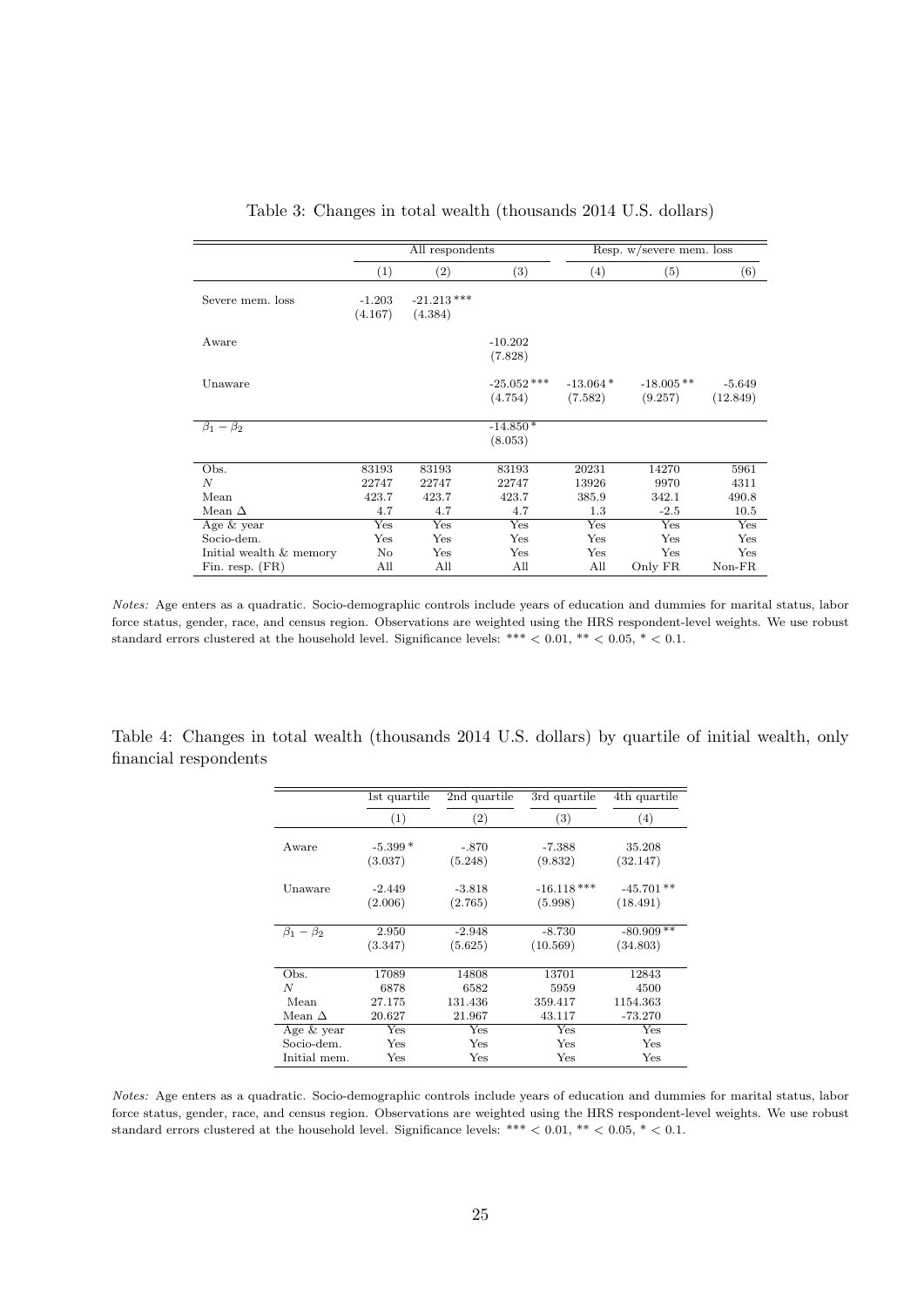Table 3: Changes in total wealth (thousands 2014 U.S. dollars)

| | All respondents | | | Resp. w/severe mem. loss | | |
|---|---|---|---|---|---|---|
| | (1) | (2) | (3) | (4) | (5) | (6) |
| Severe mem. loss | -1.203 | -21.213*** | | | | |
| | (4.167) | (4.384) | | | | |
| Aware | | | -10.202 | | | |
| | | | (7.828) | | | |
| Unaware | | | -25.052*** | -13.064* | -18.005** | -5.649 |
| | | | (4.754) | (7.582) | (9.257) | (12.849) |
| $\beta_1 - \beta_2$ | | | -14.850* | | | |
| | | | (8.053) | | | |
| Obs. | 83193 | 83193 | 83193 | 20231 | 14270 | 5961 |
| $N$ | 22747 | 22747 | 22747 | 13926 | 9970 | 4311 |
| Mean | 423.7 | 423.7 | 423.7 | 385.9 | 342.1 | 490.8 |
| Mean $\Delta$ | 4.7 | 4.7 | 4.7 | 1.3 | -2.5 | 10.5 |
| Age & year | Yes | Yes | Yes | Yes | Yes | Yes |
| Socio-dem. | Yes | Yes | Yes | Yes | Yes | Yes |
| Initial wealth & memory | No | Yes | Yes | Yes | Yes | Yes |
| Fin. resp. (FR) | All | All | All | All | Only FR | Non-FR |

*Notes:* Age enters as a quadratic. Socio-demographic controls include years of education and dummies for marital status, labor force status, gender, race, and census region. Observations are weighted using the HRS respondent-level weights. We use robust standard errors clustered at the household level. Significance levels: *** < 0.01, ** < 0.05, * < 0.1.

Table 4: Changes in total wealth (thousands 2014 U.S. dollars) by quartile of initial wealth, only financial respondents

| | 1st quartile | 2nd quartile | 3rd quartile | 4th quartile |
|---|---|---|---|---|
| | (1) | (2) | (3) | (4) |
| Aware | -5.399* | -.870 | -7.388 | 35.208 |
| | (3.037) | (5.248) | (9.832) | (32.147) |
| Unaware | -2.449 | -3.818 | -16.118*** | -45.701** |
| | (2.006) | (2.765) | (5.998) | (18.491) |
| $\beta_1 - \beta_2$ | 2.950 | -2.948 | -8.730 | -80.909** |
| | (3.347) | (5.625) | (10.569) | (34.803) |
| Obs. | 17089 | 14808 | 13701 | 12843 |
| $N$ | 6878 | 6582 | 5959 | 4500 |
| Mean | 27.175 | 131.436 | 359.417 | 1154.363 |
| Mean $\Delta$ | 20.627 | 21.967 | 43.117 | -73.270 |
| Age & year | Yes | Yes | Yes | Yes |
| Socio-dem. | Yes | Yes | Yes | Yes |
| Initial mem. | Yes | Yes | Yes | Yes |

*Notes:* Age enters as a quadratic. Socio-demographic controls include years of education and dummies for marital status, labor force status, gender, race, and census region. Observations are weighted using the HRS respondent-level weights. We use robust standard errors clustered at the household level. Significance levels: *** < 0.01, ** < 0.05, * < 0.1.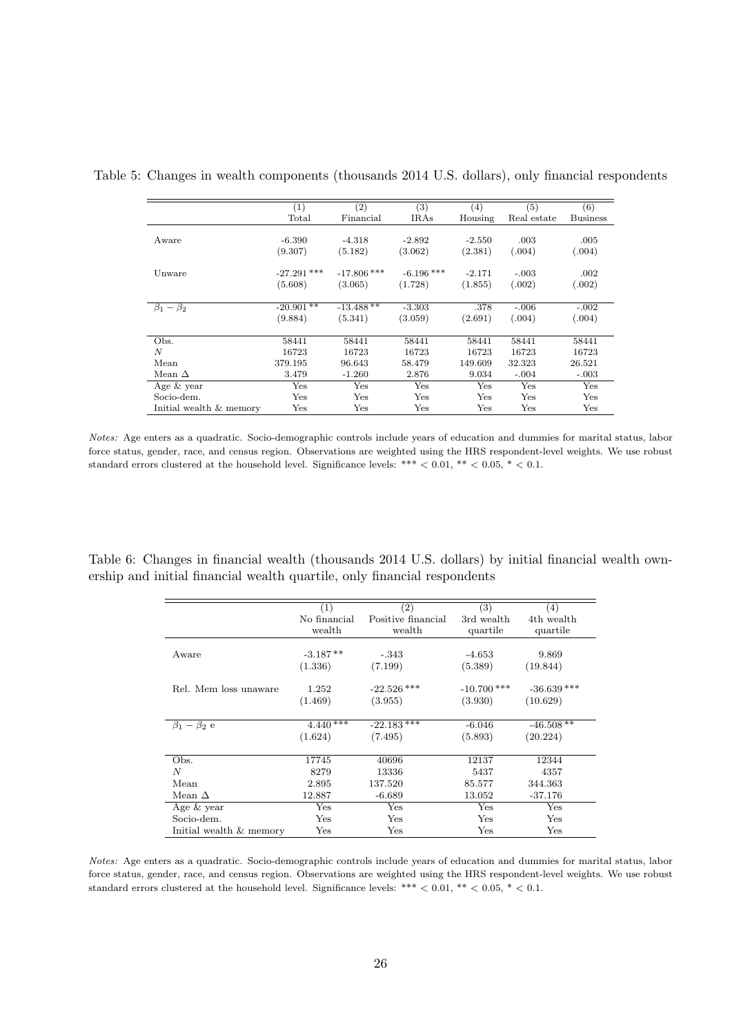Table 5: Changes in wealth components (thousands 2014 U.S. dollars), only financial respondents

| | (1) Total | (2) Financial | (3) IRAs | (4) Housing | (5) Real estate | (6) Business |
|---|---|---|---|---|---|---|
| Aware | -6.390 | -4.318 | -2.892 | -2.550 | .003 | .005 |
| | (9.307) | (5.182) | (3.062) | (2.381) | (.004) | (.004) |
| Unware | -27.291 *** | -17.806 *** | -6.196 *** | -2.171 | -.003 | .002 |
| | (5.608) | (3.065) | (1.728) | (1.855) | (.002) | (.002) |
| $\beta_1 - \beta_2$ | -20.901 ** | -13.488 ** | -3.303 | .378 | -.006 | -.002 |
| | (9.884) | (5.341) | (3.059) | (2.691) | (.004) | (.004) |
| Obs. | 58441 | 58441 | 58441 | 58441 | 58441 | 58441 |
| $N$ | 16723 | 16723 | 16723 | 16723 | 16723 | 16723 |
| Mean | 379.195 | 96.643 | 58.479 | 149.609 | 32.323 | 26.521 |
| Mean $\Delta$ | 3.479 | -1.260 | 2.876 | 9.034 | -.004 | -.003 |
| Age & year | Yes | Yes | Yes | Yes | Yes | Yes |
| Socio-dem. | Yes | Yes | Yes | Yes | Yes | Yes |
| Initial wealth & memory | Yes | Yes | Yes | Yes | Yes | Yes |

*Notes:* Age enters as a quadratic. Socio-demographic controls include years of education and dummies for marital status, labor force status, gender, race, and census region. Observations are weighted using the HRS respondent-level weights. We use robust standard errors clustered at the household level. Significance levels: *** < 0.01, ** < 0.05, * < 0.1.

Table 6: Changes in financial wealth (thousands 2014 U.S. dollars) by initial financial wealth ownership and initial financial wealth quartile, only financial respondents

| | (1) No financial wealth | (2) Positive financial wealth | (3) 3rd wealth quartile | (4) 4th wealth quartile |
|---|---|---|---|---|
| Aware | -3.187 ** | -.343 | -4.653 | 9.869 |
| | (1.336) | (7.199) | (5.389) | (19.844) |
| Rel. Mem loss unaware | 1.252 | -22.526 *** | -10.700 *** | -36.639 *** |
| | (1.469) | (3.955) | (3.930) | (10.629) |
| $\beta_1 - \beta_2$ e | 4.440 *** | -22.183 *** | -6.046 | -46.508 ** |
| | (1.624) | (7.495) | (5.893) | (20.224) |
| Obs. | 17745 | 40696 | 12137 | 12344 |
| $N$ | 8279 | 13336 | 5437 | 4357 |
| Mean | 2.895 | 137.520 | 85.577 | 344.363 |
| Mean $\Delta$ | 12.887 | -6.689 | 13.052 | -37.176 |
| Age & year | Yes | Yes | Yes | Yes |
| Socio-dem. | Yes | Yes | Yes | Yes |
| Initial wealth & memory | Yes | Yes | Yes | Yes |

*Notes:* Age enters as a quadratic. Socio-demographic controls include years of education and dummies for marital status, labor force status, gender, race, and census region. Observations are weighted using the HRS respondent-level weights. We use robust standard errors clustered at the household level. Significance levels: *** < 0.01, ** < 0.05, * < 0.1.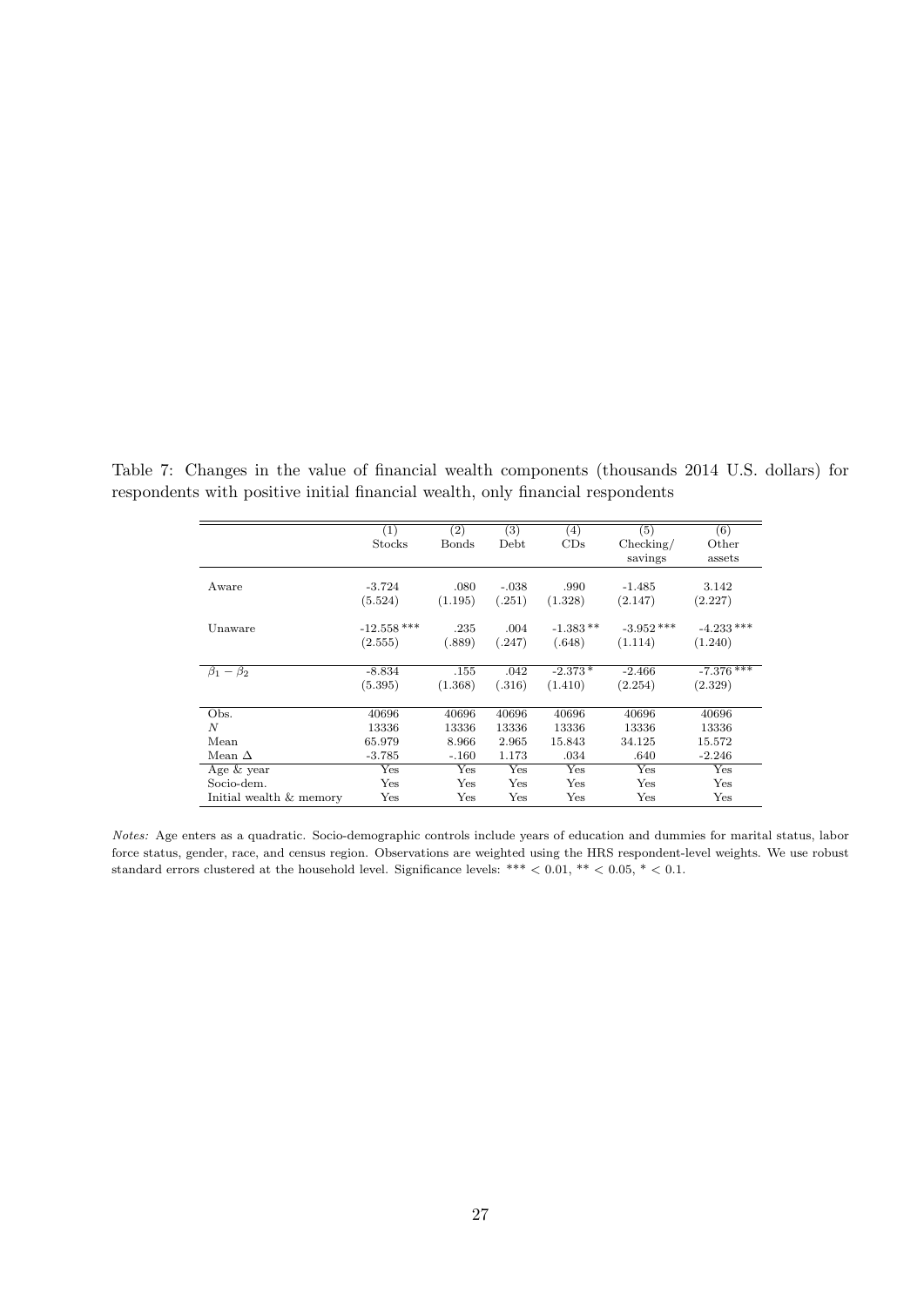Table 7: Changes in the value of financial wealth components (thousands 2014 U.S. dollars) for respondents with positive initial financial wealth, only financial respondents

| | (1) Stocks | (2) Bonds | (3) Debt | (4) CDs | (5) Checking/ savings | (6) Other assets |
|---|---|---|---|---|---|---|
| Aware | -3.724 | .080 | -.038 | .990 | -1.485 | 3.142 |
| | (5.524) | (1.195) | (.251) | (1.328) | (2.147) | (2.227) |
| Unaware | -12.558 *** | .235 | .004 | -1.383 ** | -3.952 *** | -4.233 *** |
| | (2.555) | (.889) | (.247) | (.648) | (1.114) | (1.240) |
| $\beta_1 - \beta_2$ | -8.834 | .155 | .042 | -2.373 * | -2.466 | -7.376 *** |
| | (5.395) | (1.368) | (.316) | (1.410) | (2.254) | (2.329) |
| Obs. | 40696 | 40696 | 40696 | 40696 | 40696 | 40696 |
| $N$ | 13336 | 13336 | 13336 | 13336 | 13336 | 13336 |
| Mean | 65.979 | 8.966 | 2.965 | 15.843 | 34.125 | 15.572 |
| Mean $\Delta$ | -3.785 | -.160 | 1.173 | .034 | .640 | -2.246 |
| Age & year | Yes | Yes | Yes | Yes | Yes | Yes |
| Socio-dem. | Yes | Yes | Yes | Yes | Yes | Yes |
| Initial wealth & memory | Yes | Yes | Yes | Yes | Yes | Yes |

*Notes:* Age enters as a quadratic. Socio-demographic controls include years of education and dummies for marital status, labor force status, gender, race, and census region. Observations are weighted using the HRS respondent-level weights. We use robust standard errors clustered at the household level. Significance levels: *** $< 0.01$, ** $< 0.05$, * $< 0.1$.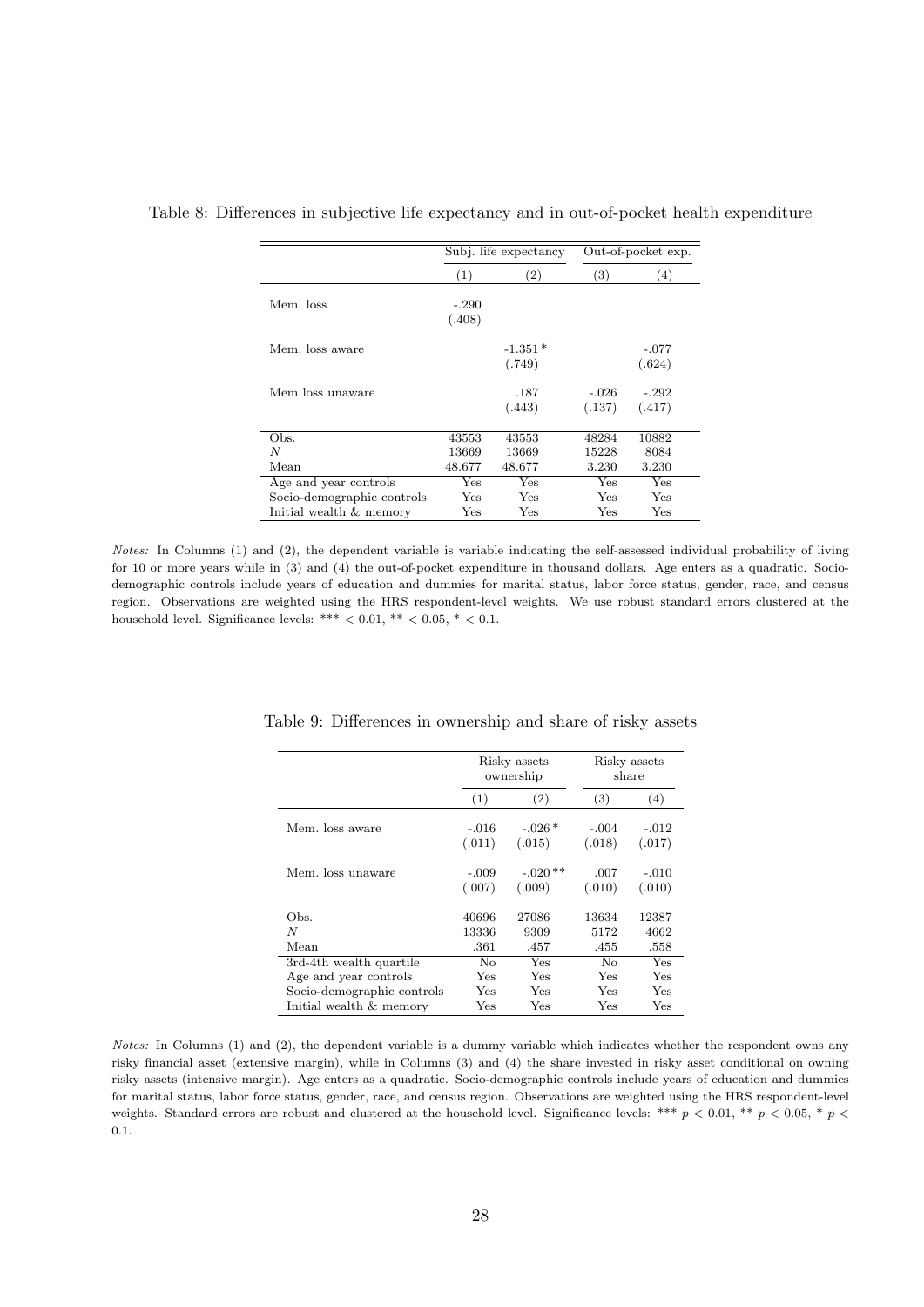Table 8: Differences in subjective life expectancy and in out-of-pocket health expenditure

| | Subj. life expectancy | | Out-of-pocket exp. | |
|---|---|---|---|---|
| | (1) | (2) | (3) | (4) |
| Mem. loss | -.290 | | | |
| | (.408) | | | |
| Mem. loss aware | | -1.351 * | | -.077 |
| | | (.749) | | (.624) |
| Mem loss unaware | | .187 | -.026 | -.292 |
| | | (.443) | (.137) | (.417) |
| Obs. | 43553 | 43553 | 48284 | 10882 |
| $N$ | 13669 | 13669 | 15228 | 8084 |
| Mean | 48.677 | 48.677 | 3.230 | 3.230 |
| Age and year controls | Yes | Yes | Yes | Yes |
| Socio-demographic controls | Yes | Yes | Yes | Yes |
| Initial wealth & memory | Yes | Yes | Yes | Yes |

*Notes:* In Columns (1) and (2), the dependent variable is variable indicating the self-assessed individual probability of living for 10 or more years while in (3) and (4) the out-of-pocket expenditure in thousand dollars. Age enters as a quadratic. Socio-demographic controls include years of education and dummies for marital status, labor force status, gender, race, and census region. Observations are weighted using the HRS respondent-level weights. We use robust standard errors clustered at the household level. Significance levels: *** < 0.01, ** < 0.05, * < 0.1.

Table 9: Differences in ownership and share of risky assets

| | Risky assets ownership | | Risky assets share | |
|---|---|---|---|---|
| | (1) | (2) | (3) | (4) |
| Mem. loss aware | -.016 | -.026 * | -.004 | -.012 |
| | (.011) | (.015) | (.018) | (.017) |
| Mem. loss unaware | -.009 | -.020 ** | .007 | -.010 |
| | (.007) | (.009) | (.010) | (.010) |
| Obs. | 40696 | 27086 | 13634 | 12387 |
| $N$ | 13336 | 9309 | 5172 | 4662 |
| Mean | .361 | .457 | .455 | .558 |
| 3rd-4th wealth quartile | No | Yes | No | Yes |
| Age and year controls | Yes | Yes | Yes | Yes |
| Socio-demographic controls | Yes | Yes | Yes | Yes |
| Initial wealth & memory | Yes | Yes | Yes | Yes |

*Notes:* In Columns (1) and (2), the dependent variable is a dummy variable which indicates whether the respondent owns any risky financial asset (extensive margin), while in Columns (3) and (4) the share invested in risky asset conditional on owning risky assets (intensive margin). Age enters as a quadratic. Socio-demographic controls include years of education and dummies for marital status, labor force status, gender, race, and census region. Observations are weighted using the HRS respondent-level weights. Standard errors are robust and clustered at the household level. Significance levels: *** $p < 0.01$, ** $p < 0.05$, * $p < 0.1$.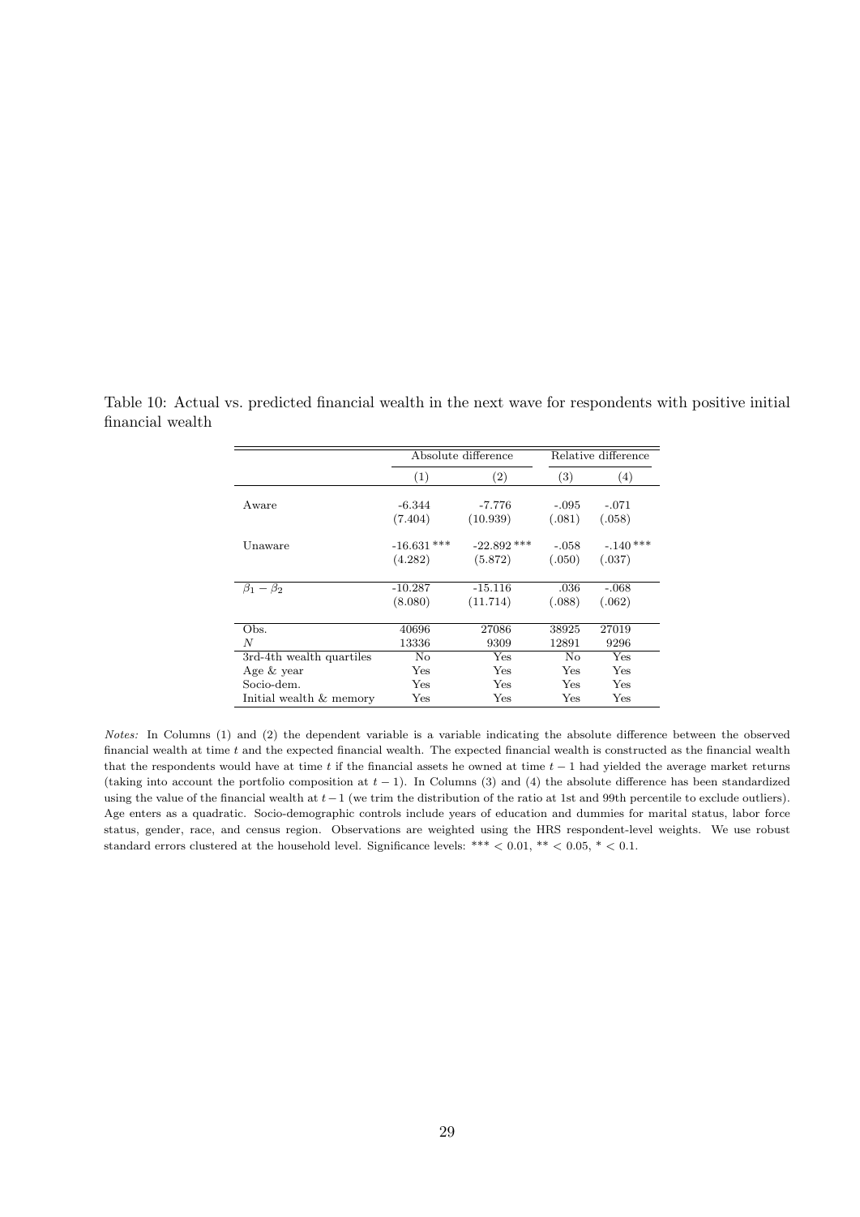Table 10: Actual vs. predicted financial wealth in the next wave for respondents with positive initial financial wealth

| | Absolute difference | | Relative difference | |
|---|---|---|---|---|
| | (1) | (2) | (3) | (4) |
| Aware | -6.344 | -7.776 | -.095 | -.071 |
| | (7.404) | (10.939) | (.081) | (.058) |
| Unaware | -16.631 *** | -22.892 *** | -.058 | -.140 *** |
| | (4.282) | (5.872) | (.050) | (.037) |
| $\beta_1 - \beta_2$ | -10.287 | -15.116 | .036 | -.068 |
| | (8.080) | (11.714) | (.088) | (.062) |
| Obs. | 40696 | 27086 | 38925 | 27019 |
| $N$ | 13336 | 9309 | 12891 | 9296 |
| 3rd-4th wealth quartiles | No | Yes | No | Yes |
| Age & year | Yes | Yes | Yes | Yes |
| Socio-dem. | Yes | Yes | Yes | Yes |
| Initial wealth & memory | Yes | Yes | Yes | Yes |

*Notes:* In Columns (1) and (2) the dependent variable is a variable indicating the absolute difference between the observed financial wealth at time $t$ and the expected financial wealth. The expected financial wealth is constructed as the financial wealth that the respondents would have at time $t$ if the financial assets he owned at time $t-1$ had yielded the average market returns (taking into account the portfolio composition at $t-1$). In Columns (3) and (4) the absolute difference has been standardized using the value of the financial wealth at $t-1$ (we trim the distribution of the ratio at 1st and 99th percentile to exclude outliers). Age enters as a quadratic. Socio-demographic controls include years of education and dummies for marital status, labor force status, gender, race, and census region. Observations are weighted using the HRS respondent-level weights. We use robust standard errors clustered at the household level. Significance levels: *** $< 0.01$, ** $< 0.05$, * $< 0.1$.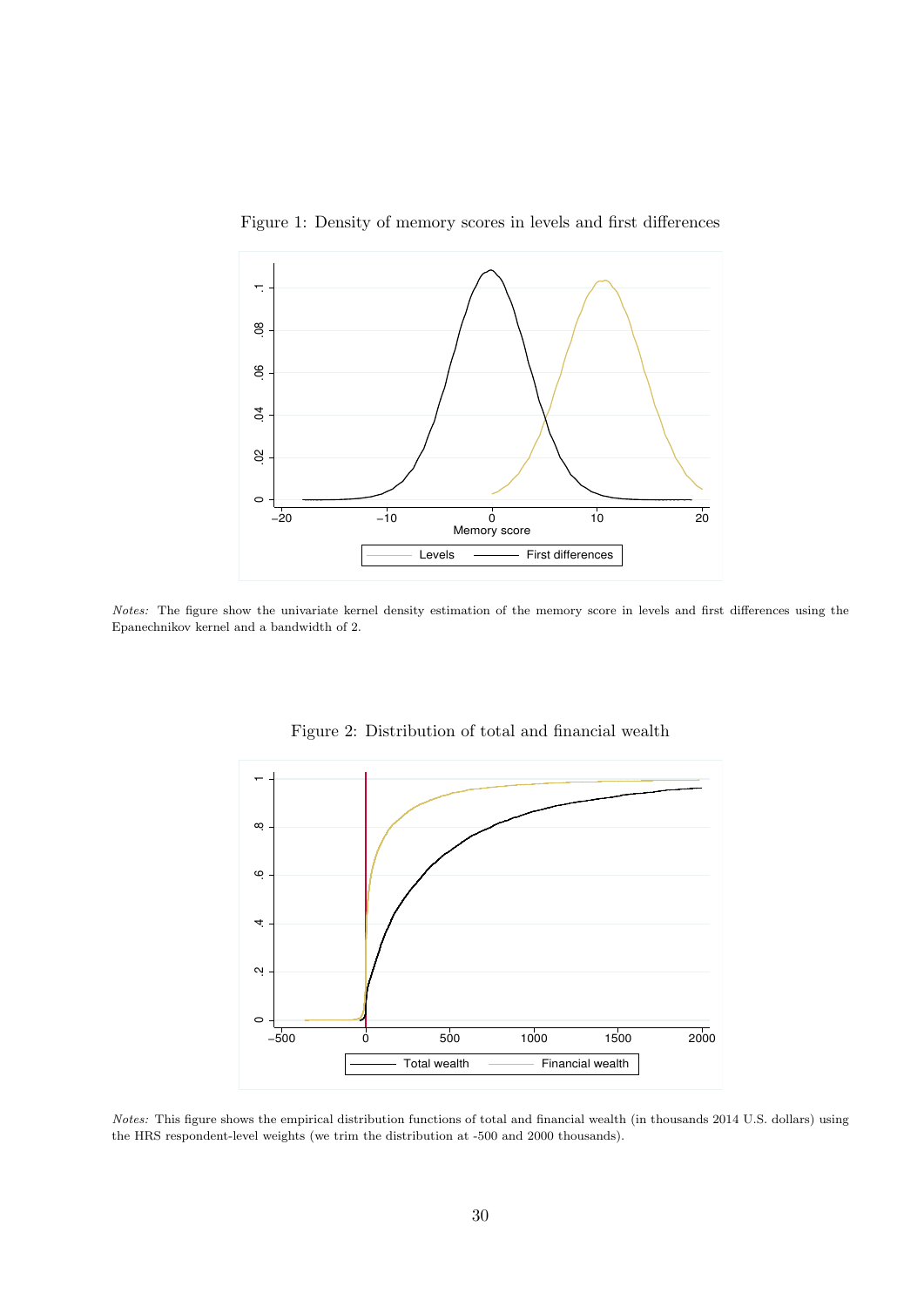Figure 1: Density of memory scores in levels and first differences

*Notes:* The figure show the univariate kernel density estimation of the memory score in levels and first differences using the Epanechnikov kernel and a bandwidth of 2.

Figure 2: Distribution of total and financial wealth

*Notes:* This figure shows the empirical distribution functions of total and financial wealth (in thousands 2014 U.S. dollars) using the HRS respondent-level weights (we trim the distribution at -500 and 2000 thousands).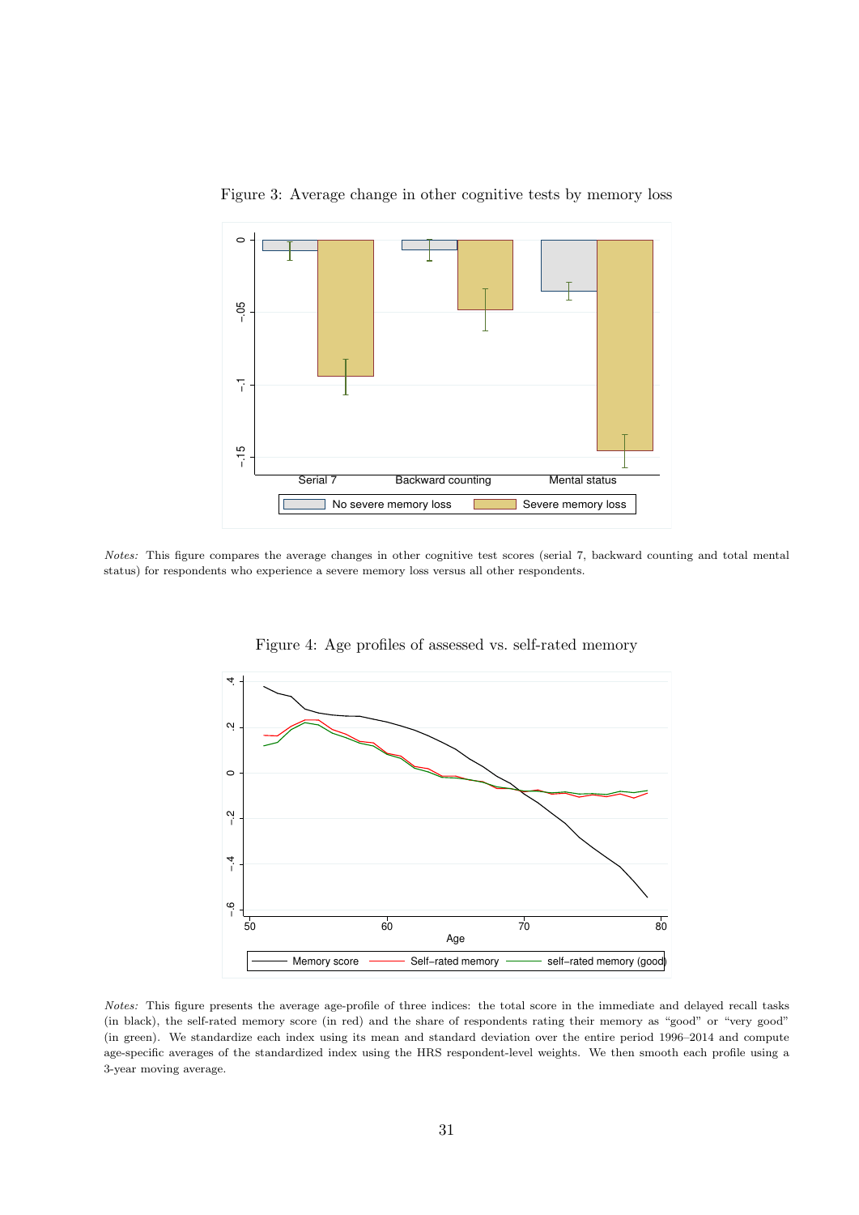Figure 3: Average change in other cognitive tests by memory loss

*Notes:* This figure compares the average changes in other cognitive test scores (serial 7, backward counting and total mental status) for respondents who experience a severe memory loss versus all other respondents.

Figure 4: Age profiles of assessed vs. self-rated memory

*Notes:* This figure presents the average age-profile of three indices: the total score in the immediate and delayed recall tasks (in black), the self-rated memory score (in red) and the share of respondents rating their memory as "good" or "very good" (in green). We standardize each index using its mean and standard deviation over the entire period 1996–2014 and compute age-specific averages of the standardized index using the HRS respondent-level weights. We then smooth each profile using a 3-year moving average.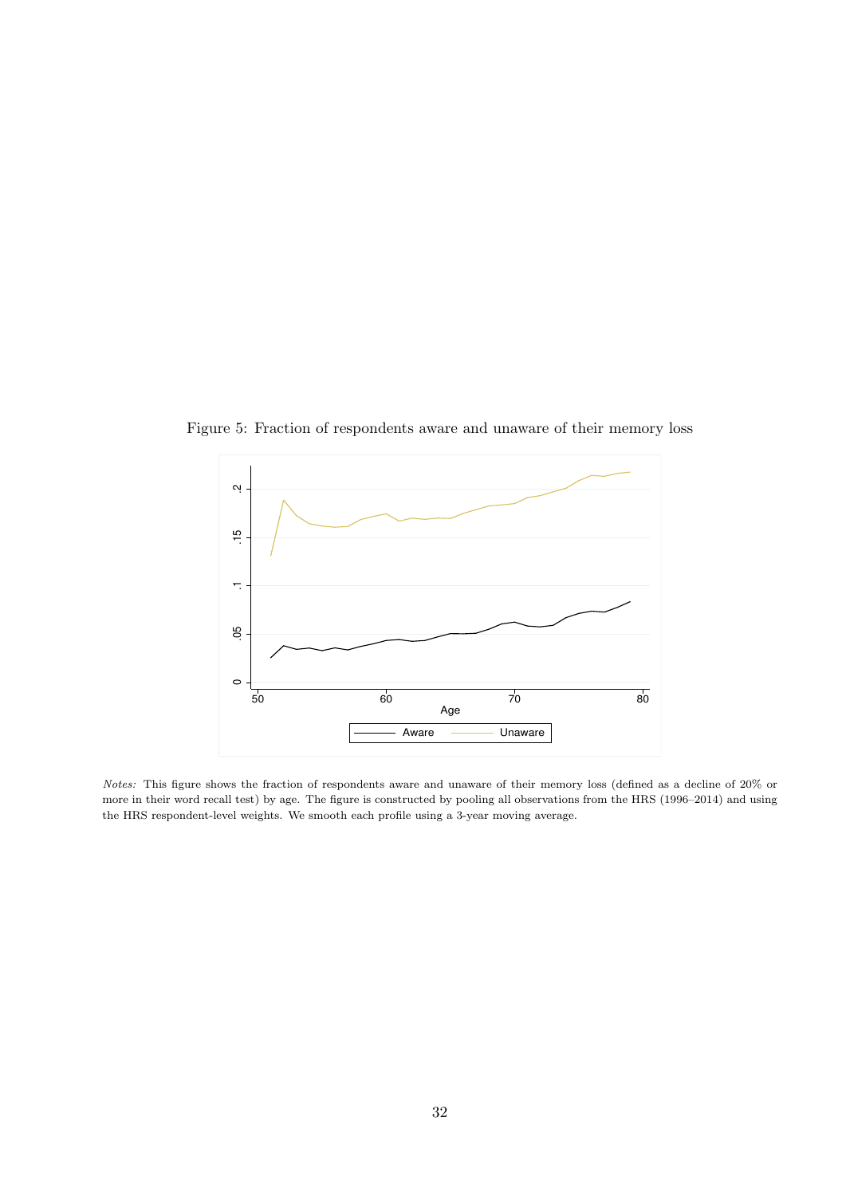Figure 5: Fraction of respondents aware and unaware of their memory loss

*Notes:* This figure shows the fraction of respondents aware and unaware of their memory loss (defined as a decline of 20% or more in their word recall test) by age. The figure is constructed by pooling all observations from the HRS (1996–2014) and using the HRS respondent-level weights. We smooth each profile using a 3-year moving average.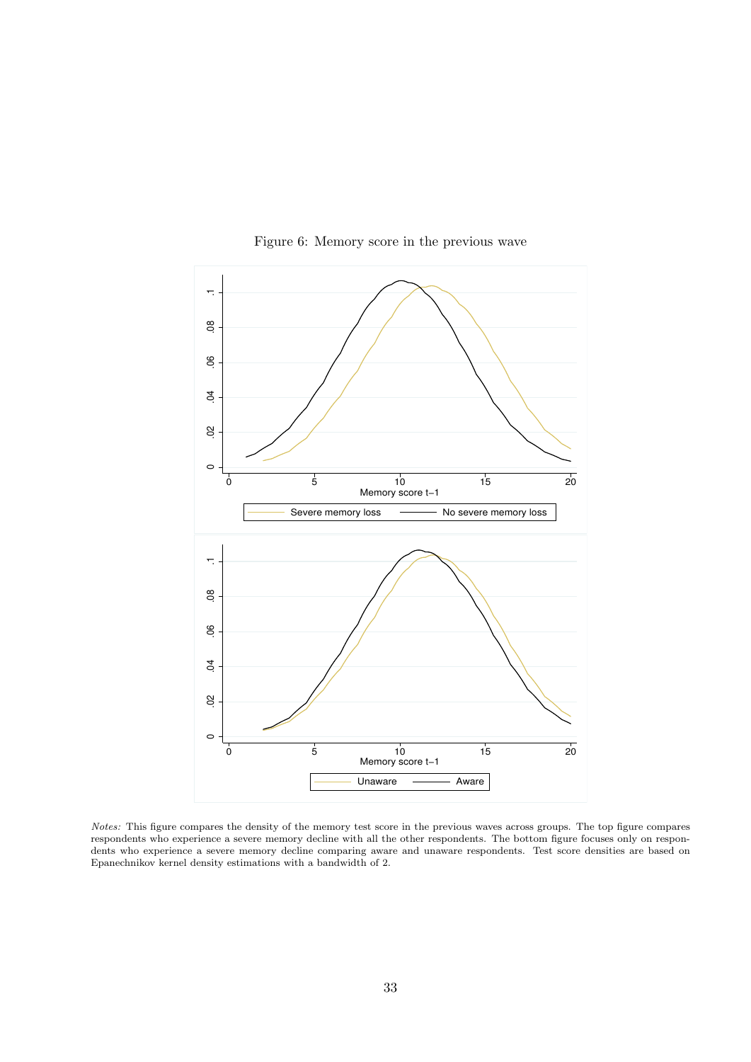Figure 6: Memory score in the previous wave

*Notes:* This figure compares the density of the memory test score in the previous waves across groups. The top figure compares respondents who experience a severe memory decline with all the other respondents. The bottom figure focuses only on respondents who experience a severe memory decline comparing aware and unaware respondents. Test score densities are based on Epanechnikov kernel density estimations with a bandwidth of 2.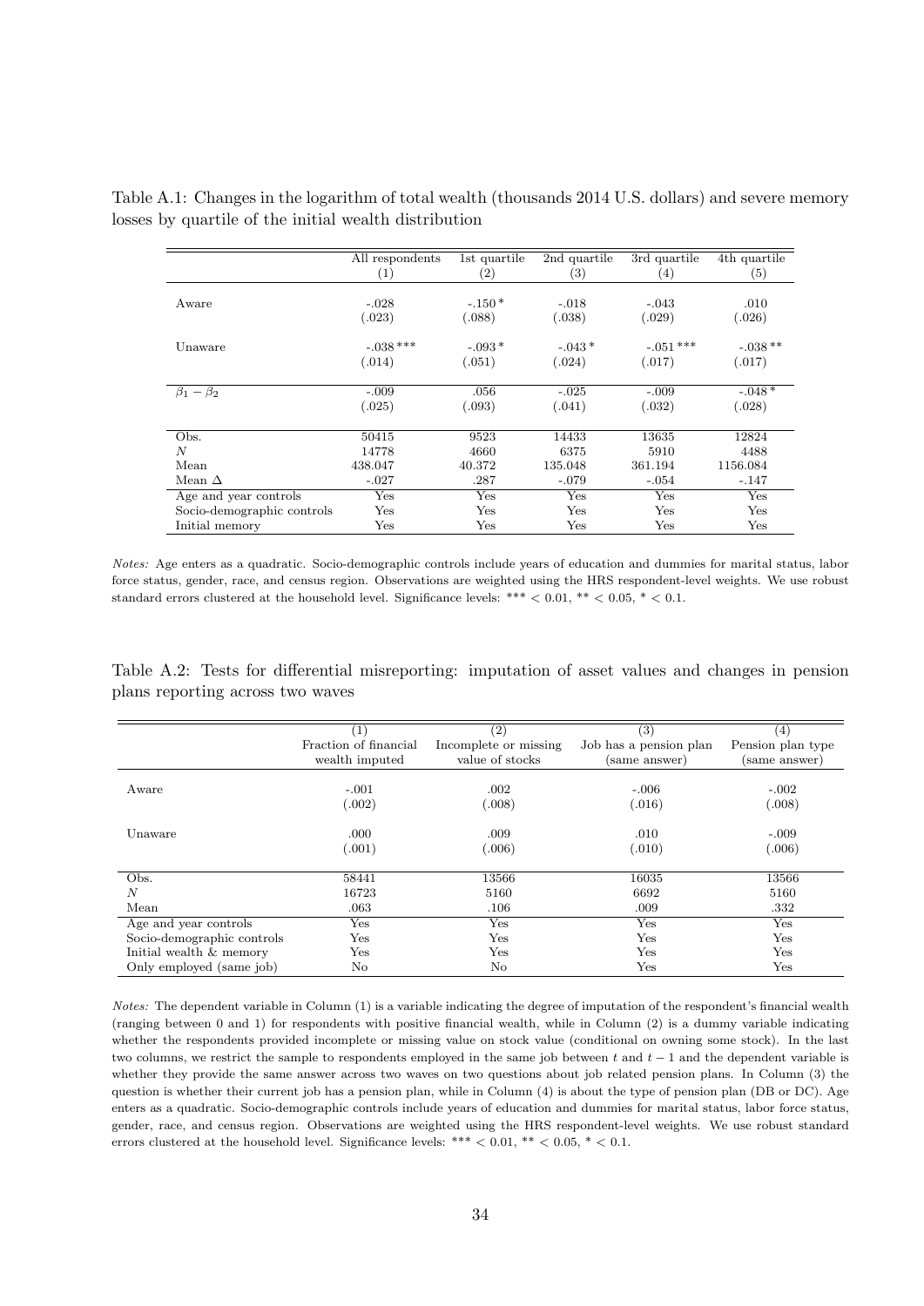Table A.1: Changes in the logarithm of total wealth (thousands 2014 U.S. dollars) and severe memory losses by quartile of the initial wealth distribution

| | All respondents (1) | 1st quartile (2) | 2nd quartile (3) | 3rd quartile (4) | 4th quartile (5) |
|---|---|---|---|---|---|
| Aware | -.028 | -.150 * | -.018 | -.043 | .010 |
| | (.023) | (.088) | (.038) | (.029) | (.026) |
| Unaware | -.038 *** | -.093 * | -.043 * | -.051 *** | -.038 ** |
| | (.014) | (.051) | (.024) | (.017) | (.017) |
| $\beta_1 - \beta_2$ | -.009 | .056 | -.025 | -.009 | -.048 * |
| | (.025) | (.093) | (.041) | (.032) | (.028) |
| Obs. | 50415 | 9523 | 14433 | 13635 | 12824 |
| $N$ | 14778 | 4660 | 6375 | 5910 | 4488 |
| Mean | 438.047 | 40.372 | 135.048 | 361.194 | 1156.084 |
| Mean $\Delta$ | -.027 | .287 | -.079 | -.054 | -.147 |
| Age and year controls | Yes | Yes | Yes | Yes | Yes |
| Socio-demographic controls | Yes | Yes | Yes | Yes | Yes |
| Initial memory | Yes | Yes | Yes | Yes | Yes |

*Notes:* Age enters as a quadratic. Socio-demographic controls include years of education and dummies for marital status, labor force status, gender, race, and census region. Observations are weighted using the HRS respondent-level weights. We use robust standard errors clustered at the household level. Significance levels: *** < 0.01, ** < 0.05, * < 0.1.

Table A.2: Tests for differential misreporting: imputation of asset values and changes in pension plans reporting across two waves

| | (1) Fraction of financial wealth imputed | (2) Incomplete or missing value of stocks | (3) Job has a pension plan (same answer) | (4) Pension plan type (same answer) |
|---|---|---|---|---|
| Aware | -.001 | .002 | -.006 | -.002 |
| | (.002) | (.008) | (.016) | (.008) |
| Unaware | .000 | .009 | .010 | -.009 |
| | (.001) | (.006) | (.010) | (.006) |
| Obs. | 58441 | 13566 | 16035 | 13566 |
| $N$ | 16723 | 5160 | 6692 | 5160 |
| Mean | .063 | .106 | .009 | .332 |
| Age and year controls | Yes | Yes | Yes | Yes |
| Socio-demographic controls | Yes | Yes | Yes | Yes |
| Initial wealth & memory | Yes | Yes | Yes | Yes |
| Only employed (same job) | No | No | Yes | Yes |

*Notes:* The dependent variable in Column (1) is a variable indicating the degree of imputation of the respondent's financial wealth (ranging between 0 and 1) for respondents with positive financial wealth, while in Column (2) is a dummy variable indicating whether the respondents provided incomplete or missing value on stock value (conditional on owning some stock). In the last two columns, we restrict the sample to respondents employed in the same job between $t$ and $t-1$ and the dependent variable is whether they provide the same answer across two waves on two questions about job related pension plans. In Column (3) the question is whether their current job has a pension plan, while in Column (4) is about the type of pension plan (DB or DC). Age enters as a quadratic. Socio-demographic controls include years of education and dummies for marital status, labor force status, gender, race, and census region. Observations are weighted using the HRS respondent-level weights. We use robust standard errors clustered at the household level. Significance levels: *** < 0.01, ** < 0.05, * < 0.1.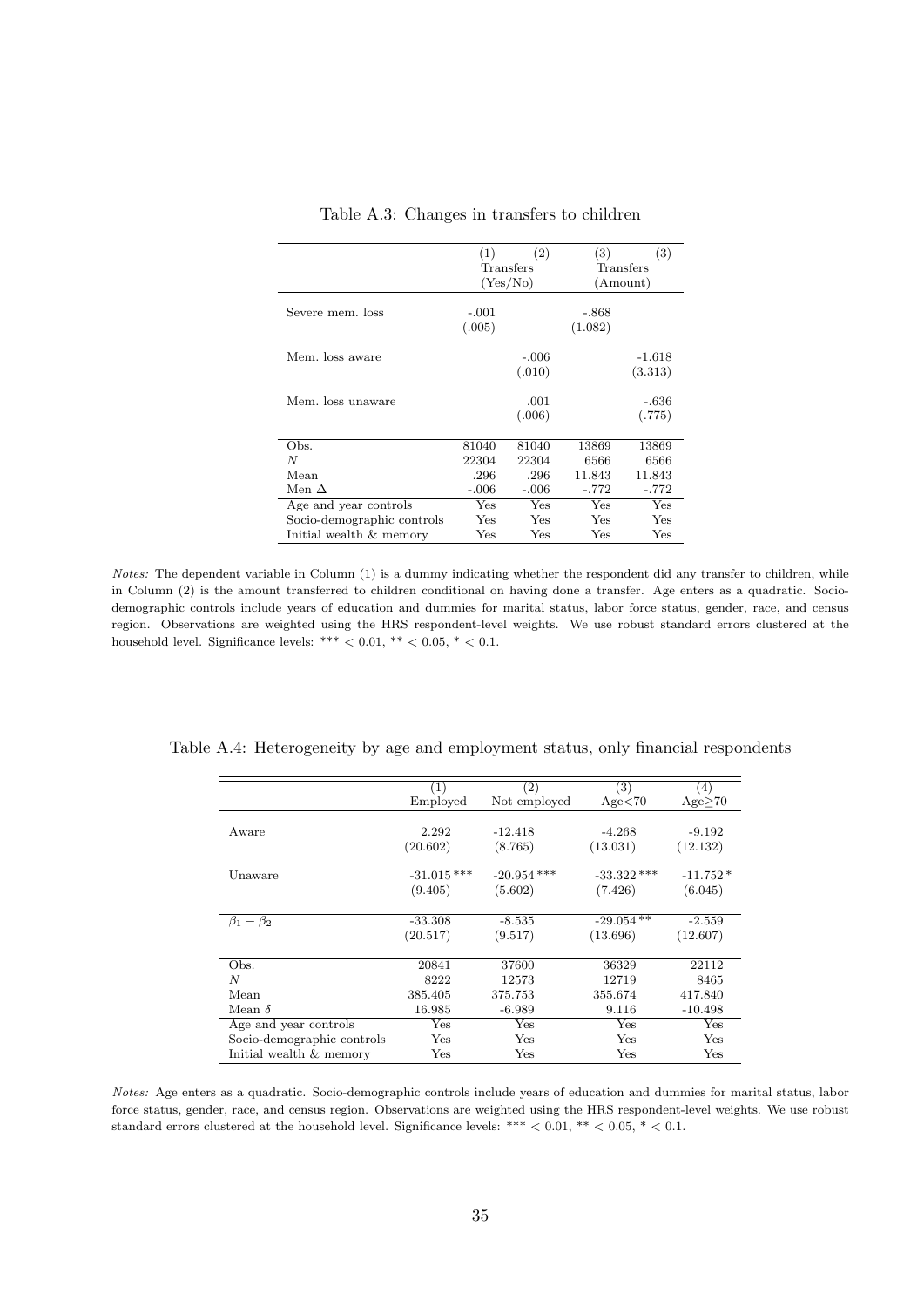Table A.3: Changes in transfers to children

| | (1) | (2) | (3) | (3) |
|---|---|---|---|---|
| | Transfers (Yes/No) | | Transfers (Amount) | |
| Severe mem. loss | -.001 | | -.868 | |
| | (.005) | | (1.082) | |
| Mem. loss aware | | -.006 | | -1.618 |
| | | (.010) | | (3.313) |
| Mem. loss unaware | | .001 | | -.636 |
| | | (.006) | | (.775) |
| Obs. | 81040 | 81040 | 13869 | 13869 |
| $N$ | 22304 | 22304 | 6566 | 6566 |
| Mean | .296 | .296 | 11.843 | 11.843 |
| Men $\Delta$ | -.006 | -.006 | -.772 | -.772 |
| Age and year controls | Yes | Yes | Yes | Yes |
| Socio-demographic controls | Yes | Yes | Yes | Yes |
| Initial wealth & memory | Yes | Yes | Yes | Yes |

*Notes:* The dependent variable in Column (1) is a dummy indicating whether the respondent did any transfer to children, while in Column (2) is the amount transferred to children conditional on having done a transfer. Age enters as a quadratic. Socio-demographic controls include years of education and dummies for marital status, labor force status, gender, race, and census region. Observations are weighted using the HRS respondent-level weights. We use robust standard errors clustered at the household level. Significance levels: *** < 0.01, ** < 0.05, * < 0.1.

Table A.4: Heterogeneity by age and employment status, only financial respondents

| | (1) Employed | (2) Not employed | (3) Age<70 | (4) Age≥70 |
|---|---|---|---|---|
| Aware | 2.292 | -12.418 | -4.268 | -9.192 |
| | (20.602) | (8.765) | (13.031) | (12.132) |
| Unaware | -31.015*** | -20.954*** | -33.322*** | -11.752* |
| | (9.405) | (5.602) | (7.426) | (6.045) |
| $\beta_1 - \beta_2$ | -33.308 | -8.535 | -29.054** | -2.559 |
| | (20.517) | (9.517) | (13.696) | (12.607) |
| Obs. | 20841 | 37600 | 36329 | 22112 |
| $N$ | 8222 | 12573 | 12719 | 8465 |
| Mean | 385.405 | 375.753 | 355.674 | 417.840 |
| Mean $\delta$ | 16.985 | -6.989 | 9.116 | -10.498 |
| Age and year controls | Yes | Yes | Yes | Yes |
| Socio-demographic controls | Yes | Yes | Yes | Yes |
| Initial wealth & memory | Yes | Yes | Yes | Yes |

*Notes:* Age enters as a quadratic. Socio-demographic controls include years of education and dummies for marital status, labor force status, gender, race, and census region. Observations are weighted using the HRS respondent-level weights. We use robust standard errors clustered at the household level. Significance levels: *** < 0.01, ** < 0.05, * < 0.1.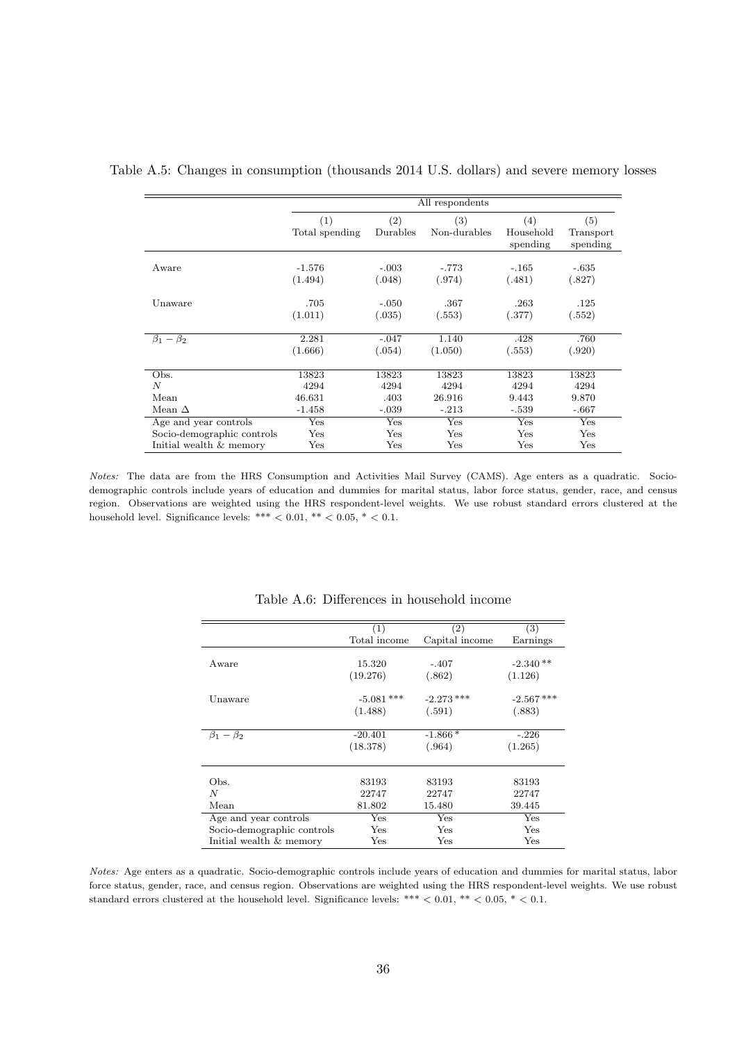Table A.5: Changes in consumption (thousands 2014 U.S. dollars) and severe memory losses

| | All respondents | | | | |
|---|---|---|---|---|---|
| | (1) Total spending | (2) Durables | (3) Non-durables | (4) Household spending | (5) Transport spending |
| Aware | -1.576 | -.003 | -.773 | -.165 | -.635 |
| | (1.494) | (.048) | (.974) | (.481) | (.827) |
| Unaware | .705 | -.050 | .367 | .263 | .125 |
| | (1.011) | (.035) | (.553) | (.377) | (.552) |
| $\beta_1 - \beta_2$ | 2.281 | -.047 | 1.140 | .428 | .760 |
| | (1.666) | (.054) | (1.050) | (.553) | (.920) |
| Obs. | 13823 | 13823 | 13823 | 13823 | 13823 |
| $N$ | 4294 | 4294 | 4294 | 4294 | 4294 |
| Mean | 46.631 | .403 | 26.916 | 9.443 | 9.870 |
| Mean $\Delta$ | -1.458 | -.039 | -.213 | -.539 | -.667 |
| Age and year controls | Yes | Yes | Yes | Yes | Yes |
| Socio-demographic controls | Yes | Yes | Yes | Yes | Yes |
| Initial wealth & memory | Yes | Yes | Yes | Yes | Yes |

*Notes:* The data are from the HRS Consumption and Activities Mail Survey (CAMS). Age enters as a quadratic. Socio-demographic controls include years of education and dummies for marital status, labor force status, gender, race, and census region. Observations are weighted using the HRS respondent-level weights. We use robust standard errors clustered at the household level. Significance levels: *** < 0.01, ** < 0.05, * < 0.1.

Table A.6: Differences in household income

| | (1) Total income | (2) Capital income | (3) Earnings |
|---|---|---|---|
| Aware | 15.320 | -.407 | -2.340** |
| | (19.276) | (.862) | (1.126) |
| Unaware | -5.081*** | -2.273*** | -2.567*** |
| | (1.488) | (.591) | (.883) |
| $\beta_1 - \beta_2$ | -20.401 | -1.866* | -.226 |
| | (18.378) | (.964) | (1.265) |
| Obs. | 83193 | 83193 | 83193 |
| $N$ | 22747 | 22747 | 22747 |
| Mean | 81.802 | 15.480 | 39.445 |
| Age and year controls | Yes | Yes | Yes |
| Socio-demographic controls | Yes | Yes | Yes |
| Initial wealth & memory | Yes | Yes | Yes |

*Notes:* Age enters as a quadratic. Socio-demographic controls include years of education and dummies for marital status, labor force status, gender, race, and census region. Observations are weighted using the HRS respondent-level weights. We use robust standard errors clustered at the household level. Significance levels: *** < 0.01, ** < 0.05, * < 0.1.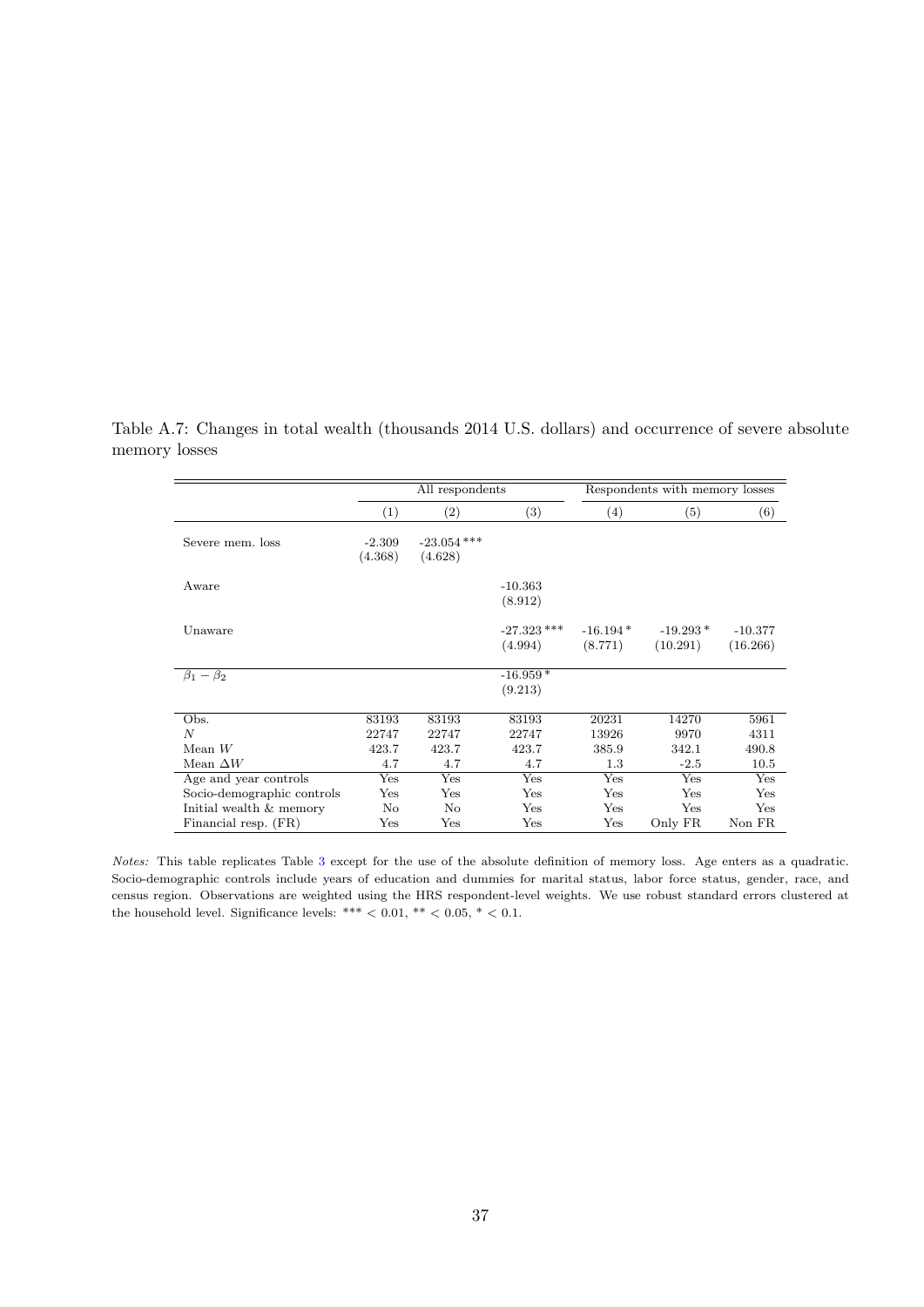Table A.7: Changes in total wealth (thousands 2014 U.S. dollars) and occurrence of severe absolute memory losses

| | All respondents | | | Respondents with memory losses | | |
|---|---|---|---|---|---|---|
| | (1) | (2) | (3) | (4) | (5) | (6) |
| Severe mem. loss | -2.309 | -23.054 *** | | | | |
| | (4.368) | (4.628) | | | | |
| Aware | | | -10.363 | | | |
| | | | (8.912) | | | |
| Unaware | | | -27.323 *** | -16.194 * | -19.293 * | -10.377 |
| | | | (4.994) | (8.771) | (10.291) | (16.266) |
| $\beta_1 - \beta_2$ | | | -16.959 * | | | |
| | | | (9.213) | | | |
| Obs. | 83193 | 83193 | 83193 | 20231 | 14270 | 5961 |
| $N$ | 22747 | 22747 | 22747 | 13926 | 9970 | 4311 |
| Mean $W$ | 423.7 | 423.7 | 423.7 | 385.9 | 342.1 | 490.8 |
| Mean $\Delta W$ | 4.7 | 4.7 | 4.7 | 1.3 | -2.5 | 10.5 |
| Age and year controls | Yes | Yes | Yes | Yes | Yes | Yes |
| Socio-demographic controls | Yes | Yes | Yes | Yes | Yes | Yes |
| Initial wealth & memory | No | No | Yes | Yes | Yes | Yes |
| Financial resp. (FR) | Yes | Yes | Yes | Yes | Only FR | Non FR |

*Notes:* This table replicates Table 3 except for the use of the absolute definition of memory loss. Age enters as a quadratic. Socio-demographic controls include years of education and dummies for marital status, labor force status, gender, race, and census region. Observations are weighted using the HRS respondent-level weights. We use robust standard errors clustered at the household level. Significance levels: *** < 0.01, ** < 0.05, * < 0.1.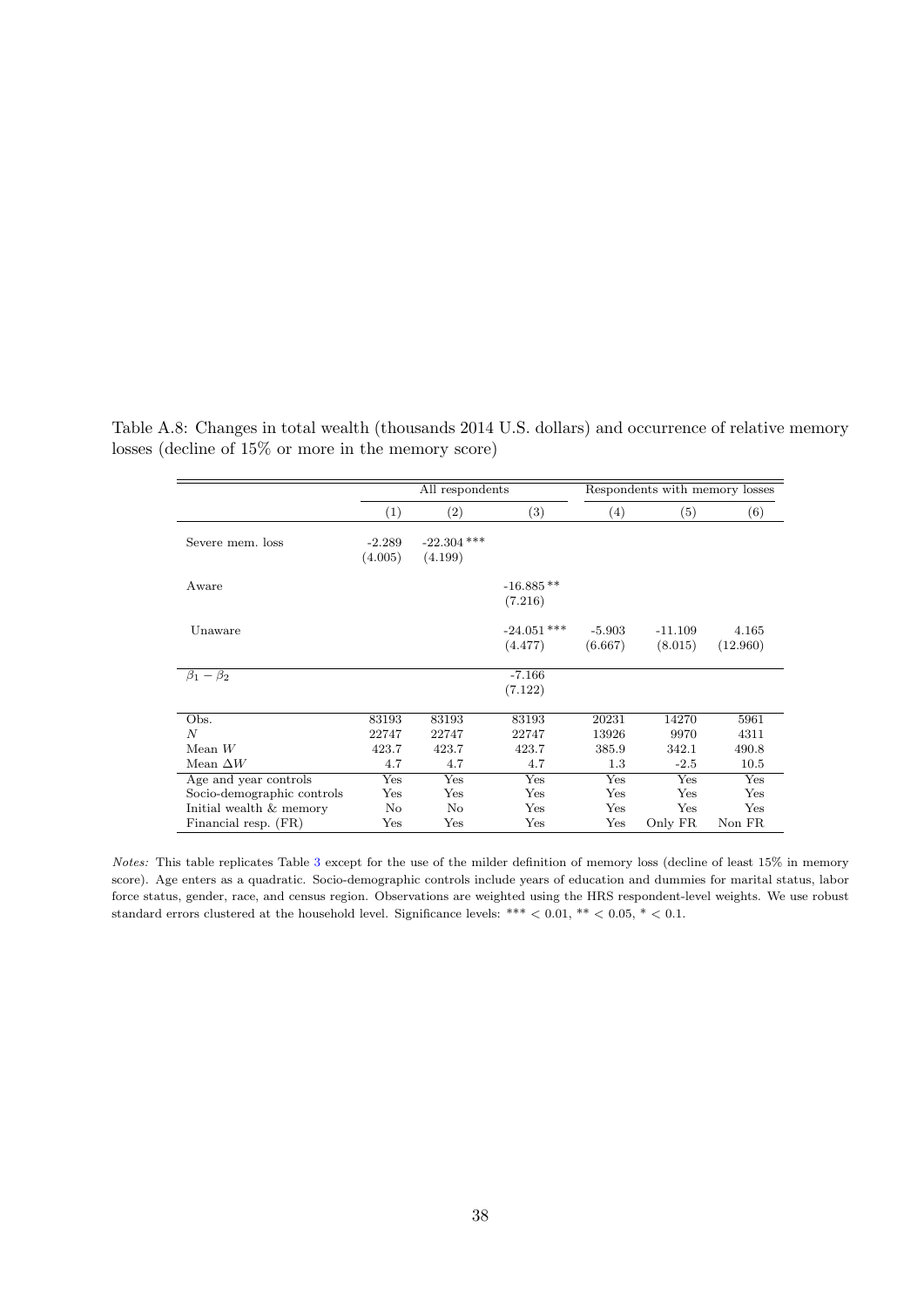Table A.8: Changes in total wealth (thousands 2014 U.S. dollars) and occurrence of relative memory losses (decline of 15% or more in the memory score)

| | All respondents | | | Respondents with memory losses | | |
|---|---|---|---|---|---|---|
| | (1) | (2) | (3) | (4) | (5) | (6) |
| Severe mem. loss | -2.289 | -22.304 *** | | | | |
| | (4.005) | (4.199) | | | | |
| Aware | | | -16.885 ** | | | |
| | | | (7.216) | | | |
| Unaware | | | -24.051 *** | -5.903 | -11.109 | 4.165 |
| | | | (4.477) | (6.667) | (8.015) | (12.960) |
| $\beta_1 - \beta_2$ | | | -7.166 | | | |
| | | | (7.122) | | | |
| Obs. | 83193 | 83193 | 83193 | 20231 | 14270 | 5961 |
| $N$ | 22747 | 22747 | 22747 | 13926 | 9970 | 4311 |
| Mean $W$ | 423.7 | 423.7 | 423.7 | 385.9 | 342.1 | 490.8 |
| Mean $\Delta W$ | 4.7 | 4.7 | 4.7 | 1.3 | -2.5 | 10.5 |
| Age and year controls | Yes | Yes | Yes | Yes | Yes | Yes |
| Socio-demographic controls | Yes | Yes | Yes | Yes | Yes | Yes |
| Initial wealth & memory | No | No | Yes | Yes | Yes | Yes |
| Financial resp. (FR) | Yes | Yes | Yes | Yes | Only FR | Non FR |

*Notes:* This table replicates Table 3 except for the use of the milder definition of memory loss (decline of least 15% in memory score). Age enters as a quadratic. Socio-demographic controls include years of education and dummies for marital status, labor force status, gender, race, and census region. Observations are weighted using the HRS respondent-level weights. We use robust standard errors clustered at the household level. Significance levels: *** $< 0.01$, ** $< 0.05$, * $< 0.1$.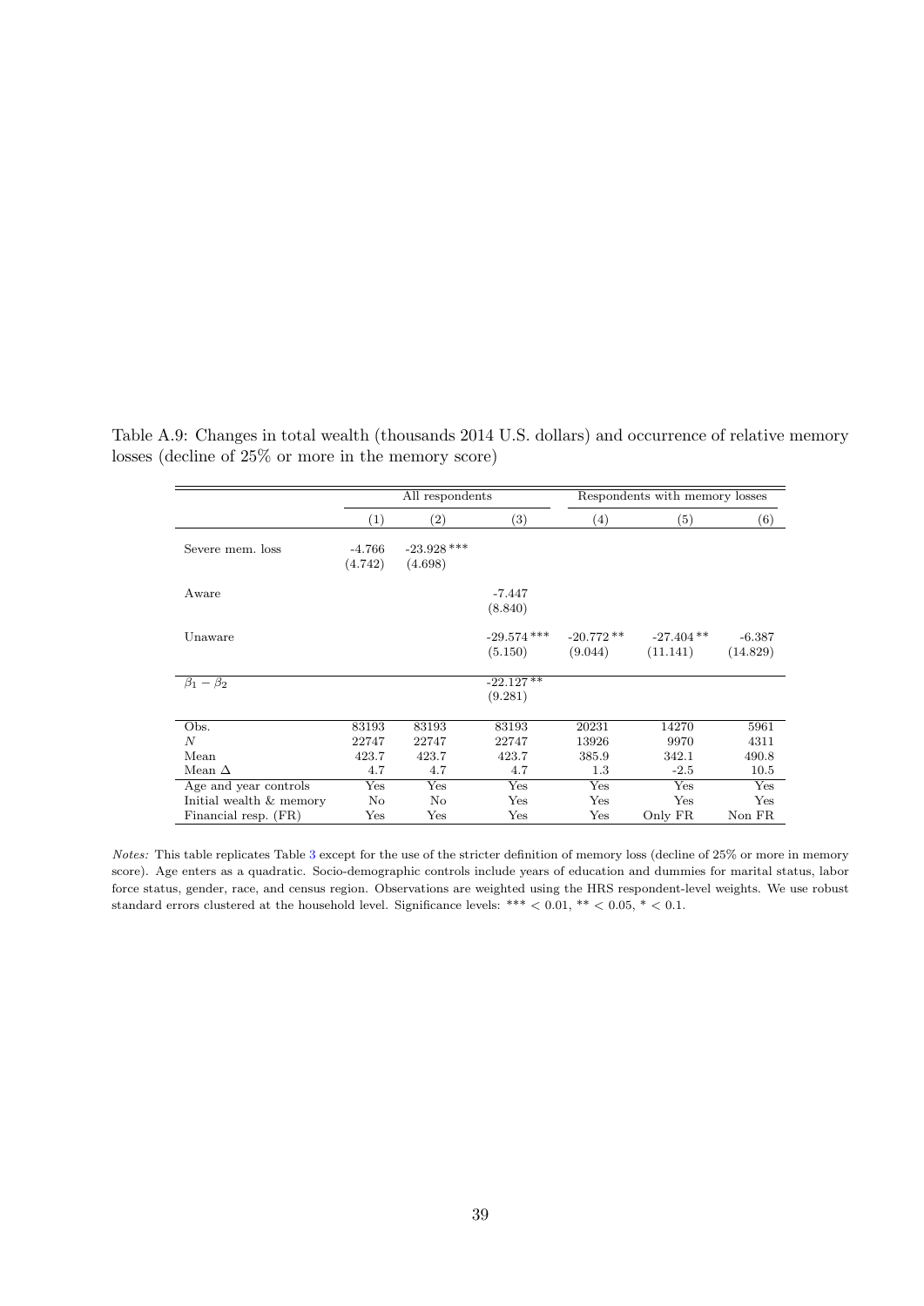Table A.9: Changes in total wealth (thousands 2014 U.S. dollars) and occurrence of relative memory losses (decline of 25% or more in the memory score)

| | All respondents | | | Respondents with memory losses | | |
|---|---|---|---|---|---|---|
| | (1) | (2) | (3) | (4) | (5) | (6) |
| Severe mem. loss | -4.766 | -23.928 *** | | | | |
| | (4.742) | (4.698) | | | | |
| Aware | | | -7.447 | | | |
| | | | (8.840) | | | |
| Unaware | | | -29.574 *** | -20.772 ** | -27.404 ** | -6.387 |
| | | | (5.150) | (9.044) | (11.141) | (14.829) |
| $\beta_1 - \beta_2$ | | | -22.127 ** | | | |
| | | | (9.281) | | | |
| Obs. | 83193 | 83193 | 83193 | 20231 | 14270 | 5961 |
| $N$ | 22747 | 22747 | 22747 | 13926 | 9970 | 4311 |
| Mean | 423.7 | 423.7 | 423.7 | 385.9 | 342.1 | 490.8 |
| Mean $\Delta$ | 4.7 | 4.7 | 4.7 | 1.3 | -2.5 | 10.5 |
| Age and year controls | Yes | Yes | Yes | Yes | Yes | Yes |
| Initial wealth & memory | No | No | Yes | Yes | Yes | Yes |
| Financial resp. (FR) | Yes | Yes | Yes | Yes | Only FR | Non FR |

*Notes:* This table replicates Table 3 except for the use of the stricter definition of memory loss (decline of 25% or more in memory score). Age enters as a quadratic. Socio-demographic controls include years of education and dummies for marital status, labor force status, gender, race, and census region. Observations are weighted using the HRS respondent-level weights. We use robust standard errors clustered at the household level. Significance levels: *** < 0.01, ** < 0.05, * < 0.1.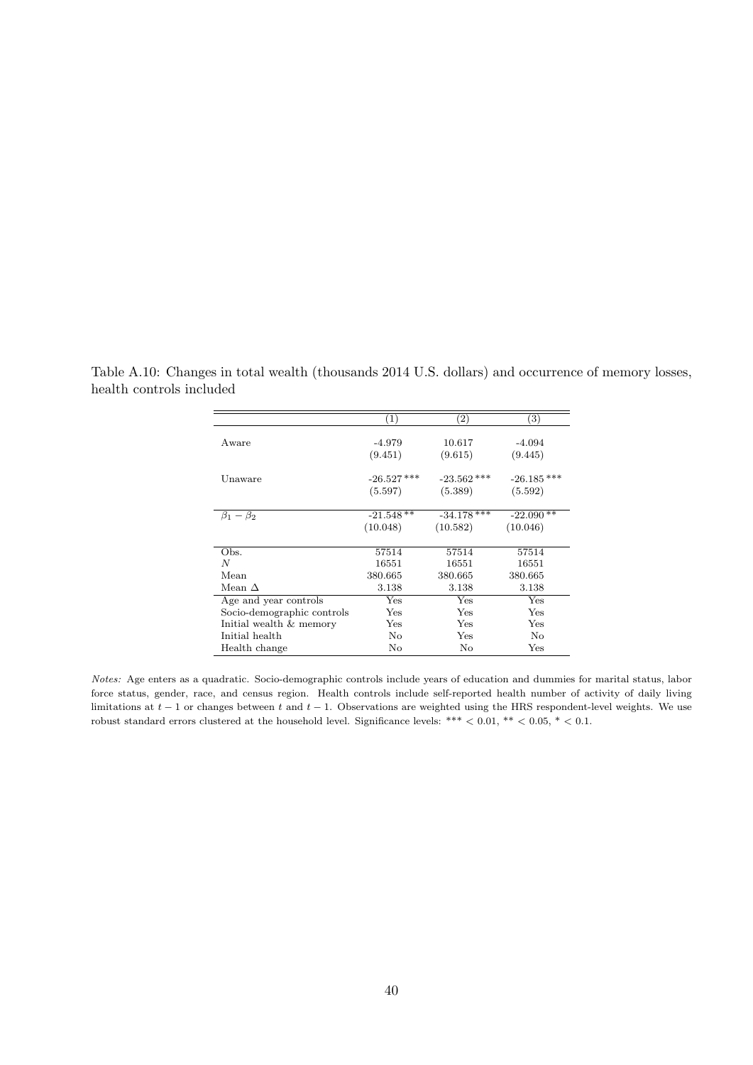Table A.10: Changes in total wealth (thousands 2014 U.S. dollars) and occurrence of memory losses, health controls included

| | (1) | (2) | (3) |
|---|---|---|---|
| Aware | -4.979 | 10.617 | -4.094 |
| | (9.451) | (9.615) | (9.445) |
| Unaware | -26.527*** | -23.562*** | -26.185*** |
| | (5.597) | (5.389) | (5.592) |
| $\beta_1 - \beta_2$ | -21.548** | -34.178*** | -22.090** |
| | (10.048) | (10.582) | (10.046) |
| Obs. | 57514 | 57514 | 57514 |
| $N$ | 16551 | 16551 | 16551 |
| Mean | 380.665 | 380.665 | 380.665 |
| Mean $\Delta$ | 3.138 | 3.138 | 3.138 |
| Age and year controls | Yes | Yes | Yes |
| Socio-demographic controls | Yes | Yes | Yes |
| Initial wealth & memory | Yes | Yes | Yes |
| Initial health | No | Yes | No |
| Health change | No | No | Yes |

*Notes:* Age enters as a quadratic. Socio-demographic controls include years of education and dummies for marital status, labor force status, gender, race, and census region. Health controls include self-reported health number of activity of daily living limitations at $t-1$ or changes between $t$ and $t-1$. Observations are weighted using the HRS respondent-level weights. We use robust standard errors clustered at the household level. Significance levels: *** $< 0.01$, ** $< 0.05$, * $< 0.1$.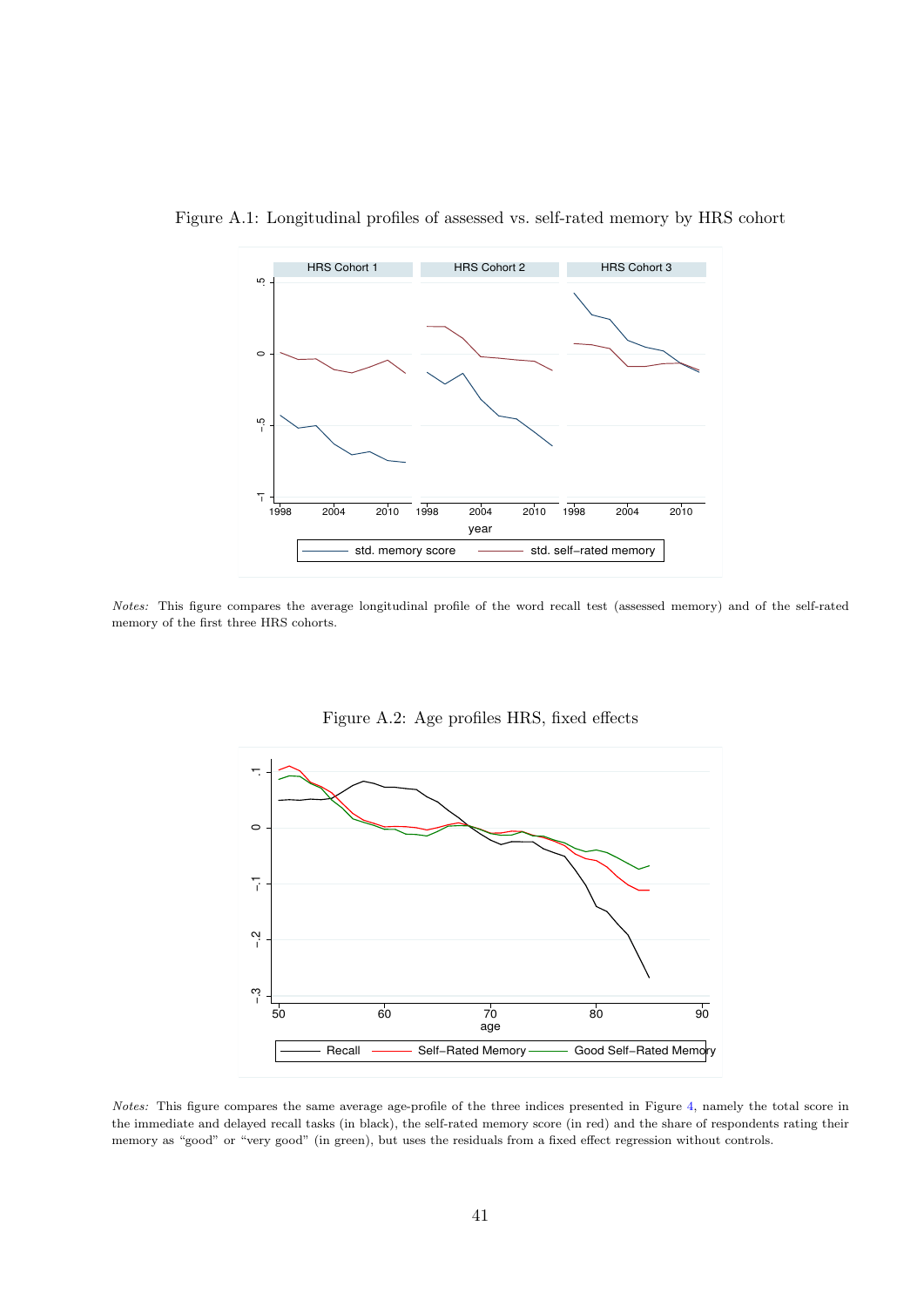Figure A.1: Longitudinal profiles of assessed vs. self-rated memory by HRS cohort

*Notes:* This figure compares the average longitudinal profile of the word recall test (assessed memory) and of the self-rated memory of the first three HRS cohorts.

Figure A.2: Age profiles HRS, fixed effects

*Notes:* This figure compares the same average age-profile of the three indices presented in Figure 4, namely the total score in the immediate and delayed recall tasks (in black), the self-rated memory score (in red) and the share of respondents rating their memory as "good" or "very good" (in green), but uses the residuals from a fixed effect regression without controls.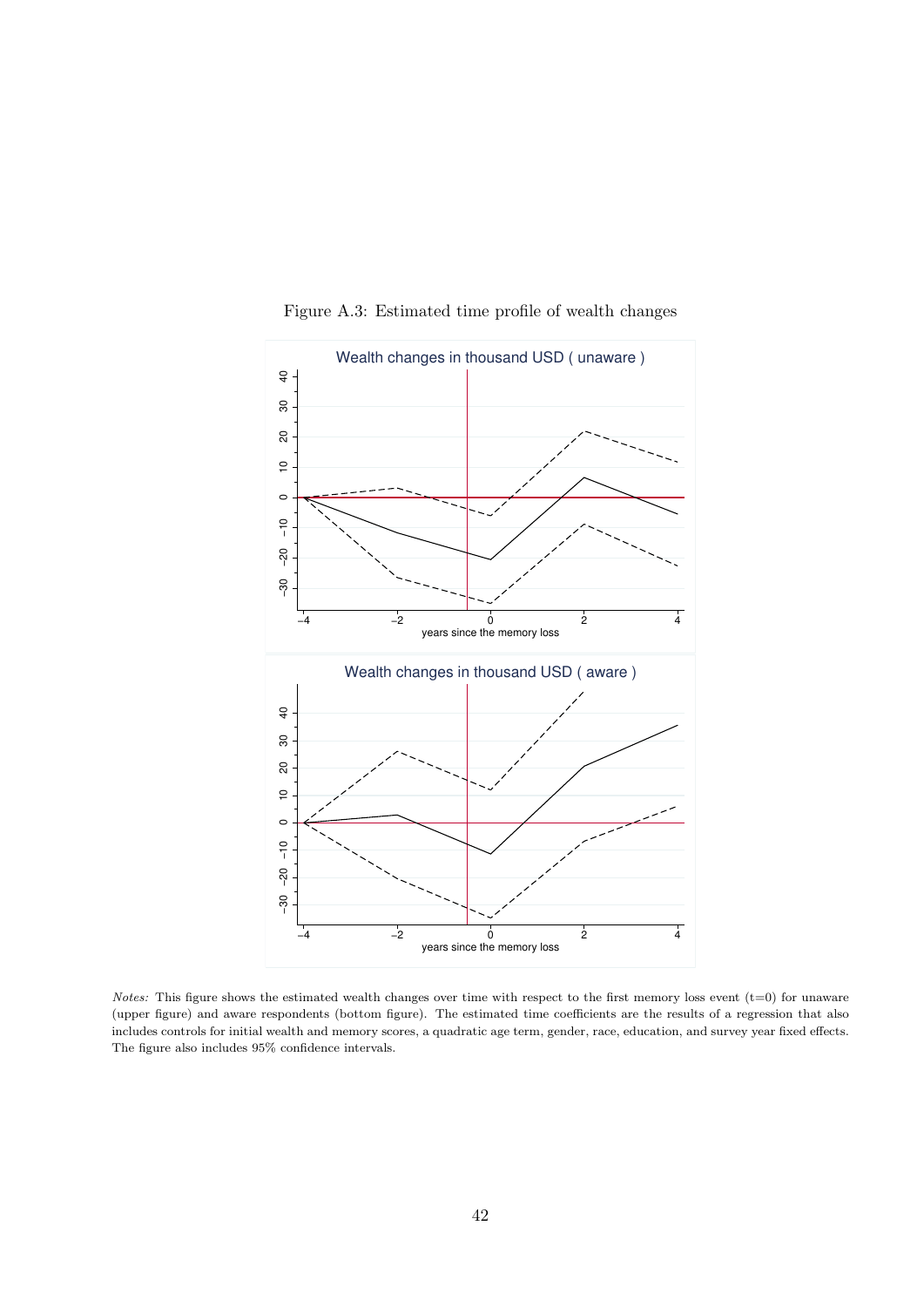Figure A.3: Estimated time profile of wealth changes

Wealth changes in thousand USD ( unaware )

40
30
20
10
0
−10
−20
−30

−4 −2 0 2 4

years since the memory loss

Wealth changes in thousand USD ( aware )

40
30
20
10
0
−10
−20
−30

−4 −2 0 2 4

years since the memory loss

*Notes:* This figure shows the estimated wealth changes over time with respect to the first memory loss event (t=0) for unaware (upper figure) and aware respondents (bottom figure). The estimated time coefficients are the results of a regression that also includes controls for initial wealth and memory scores, a quadratic age term, gender, race, education, and survey year fixed effects. The figure also includes 95% confidence intervals.